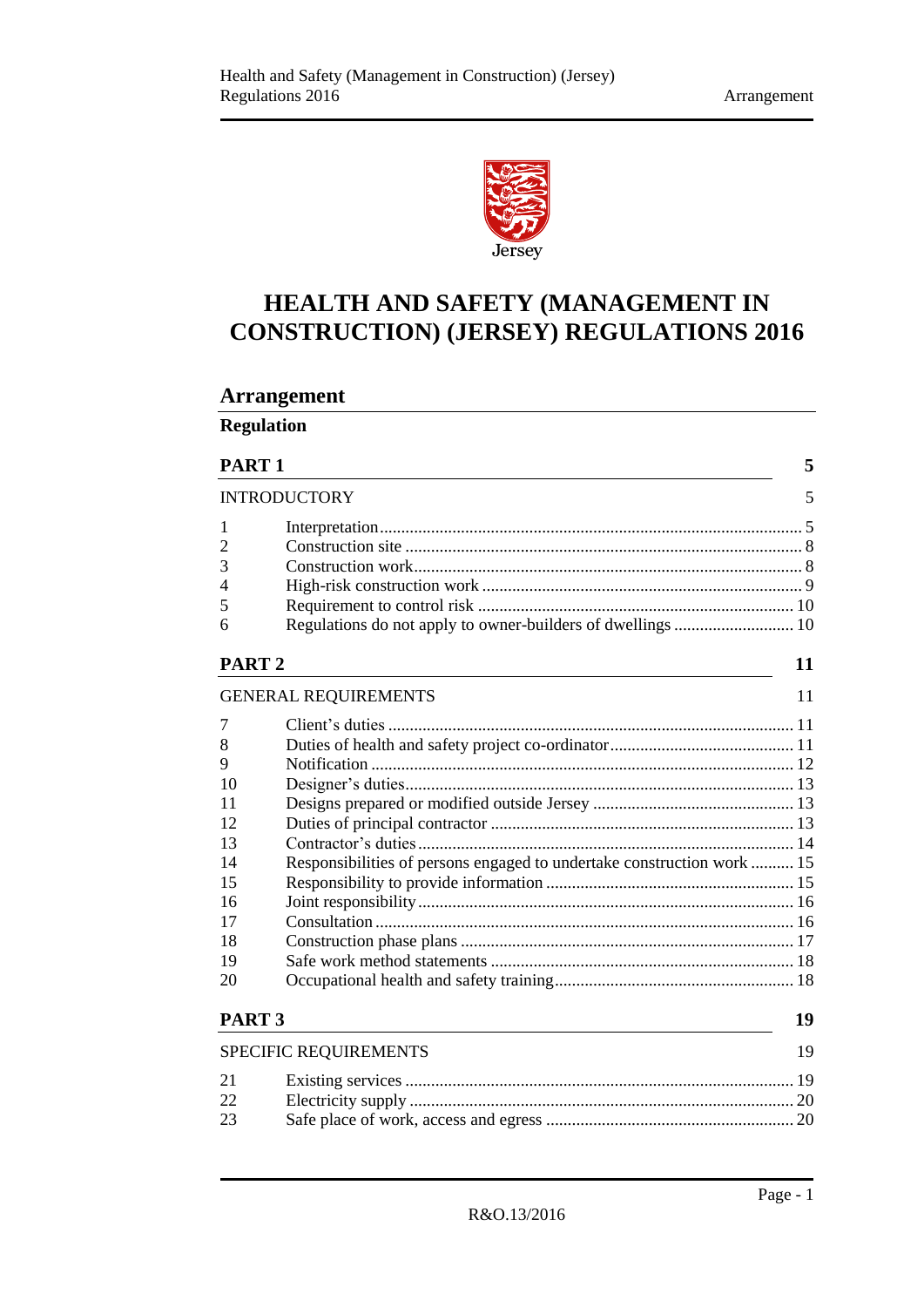Jersey

# HEALTH AND SAFETY (MANAGEMENT IN CONSTRUCTION) (JERSEY) REGULATIONS 2016

## Arrangement

**Regulation**

| | | |
|---|---|---|
| **PART 1** | | **5** |
| INTRODUCTORY | | 5 |
| 1 | Interpretation | 5 |
| 2 | Construction site | 8 |
| 3 | Construction work | 8 |
| 4 | High-risk construction work | 9 |
| 5 | Requirement to control risk | 10 |
| 6 | Regulations do not apply to owner-builders of dwellings | 10 |
| **PART 2** | | **11** |
| GENERAL REQUIREMENTS | | 11 |
| 7 | Client's duties | 11 |
| 8 | Duties of health and safety project co-ordinator | 11 |
| 9 | Notification | 12 |
| 10 | Designer's duties | 13 |
| 11 | Designs prepared or modified outside Jersey | 13 |
| 12 | Duties of principal contractor | 13 |
| 13 | Contractor's duties | 14 |
| 14 | Responsibilities of persons engaged to undertake construction work | 15 |
| 15 | Responsibility to provide information | 15 |
| 16 | Joint responsibility | 16 |
| 17 | Consultation | 16 |
| 18 | Construction phase plans | 17 |
| 19 | Safe work method statements | 18 |
| 20 | Occupational health and safety training | 18 |
| **PART 3** | | **19** |
| SPECIFIC REQUIREMENTS | | 19 |
| 21 | Existing services | 19 |
| 22 | Electricity supply | 20 |
| 23 | Safe place of work, access and egress | 20 |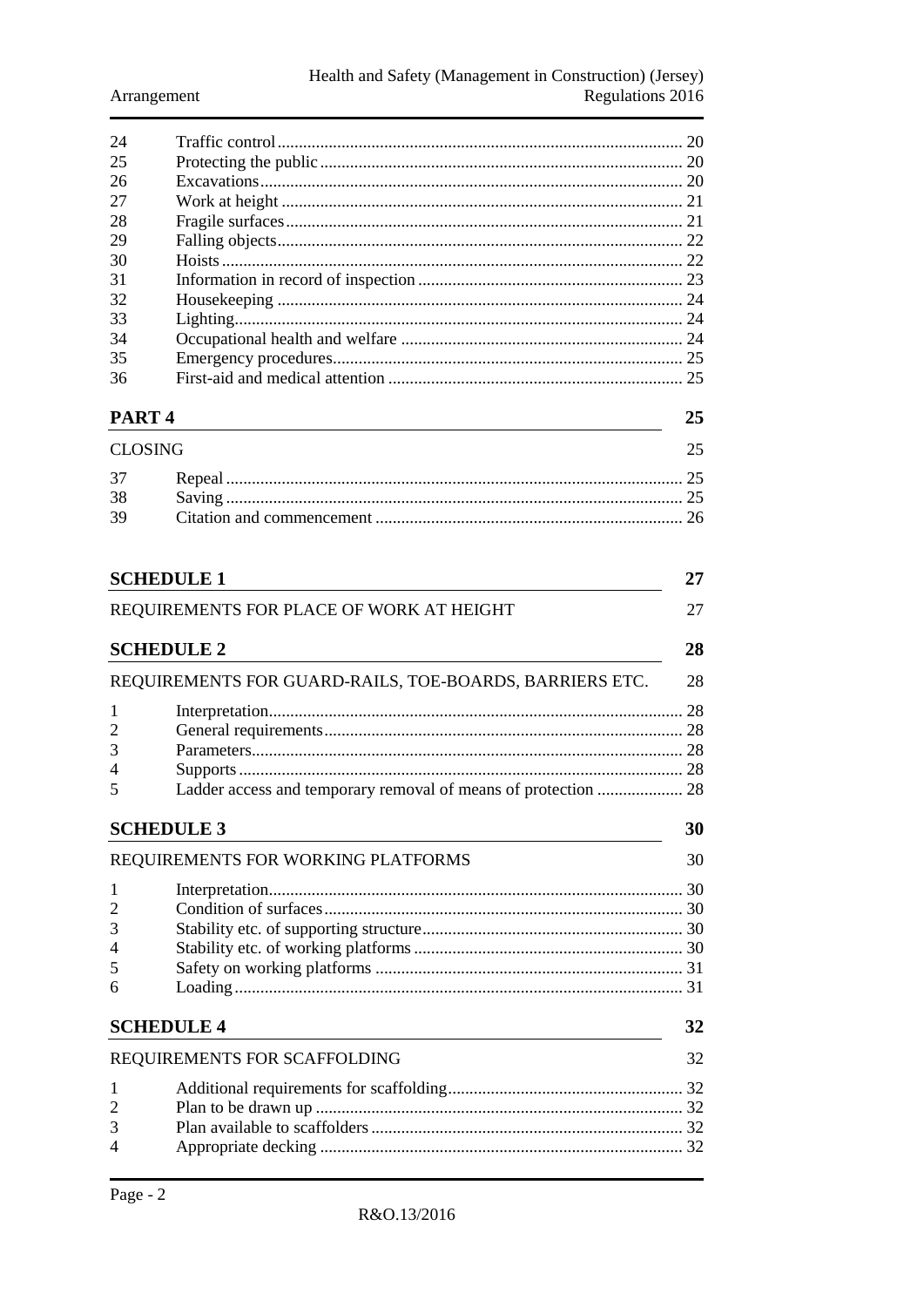| | | |
|---|---|---|
| 24 | Traffic control | 20 |
| 25 | Protecting the public | 20 |
| 26 | Excavations | 20 |
| 27 | Work at height | 21 |
| 28 | Fragile surfaces | 21 |
| 29 | Falling objects | 22 |
| 30 | Hoists | 22 |
| 31 | Information in record of inspection | 23 |
| 32 | Housekeeping | 24 |
| 33 | Lighting | 24 |
| 34 | Occupational health and welfare | 24 |
| 35 | Emergency procedures | 25 |
| 36 | First-aid and medical attention | 25 |

**PART 4** 25

CLOSING 25

| | | |
|---|---|---|
| 37 | Repeal | 25 |
| 38 | Saving | 25 |
| 39 | Citation and commencement | 26 |

**SCHEDULE 1** 27

REQUIREMENTS FOR PLACE OF WORK AT HEIGHT 27

**SCHEDULE 2** 28

REQUIREMENTS FOR GUARD-RAILS, TOE-BOARDS, BARRIERS ETC. 28

| | | |
|---|---|---|
| 1 | Interpretation | 28 |
| 2 | General requirements | 28 |
| 3 | Parameters | 28 |
| 4 | Supports | 28 |
| 5 | Ladder access and temporary removal of means of protection | 28 |

**SCHEDULE 3** 30

REQUIREMENTS FOR WORKING PLATFORMS 30

| | | |
|---|---|---|
| 1 | Interpretation | 30 |
| 2 | Condition of surfaces | 30 |
| 3 | Stability etc. of supporting structure | 30 |
| 4 | Stability etc. of working platforms | 30 |
| 5 | Safety on working platforms | 31 |
| 6 | Loading | 31 |

**SCHEDULE 4** 32

REQUIREMENTS FOR SCAFFOLDING 32

| | | |
|---|---|---|
| 1 | Additional requirements for scaffolding | 32 |
| 2 | Plan to be drawn up | 32 |
| 3 | Plan available to scaffolders | 32 |
| 4 | Appropriate decking | 32 |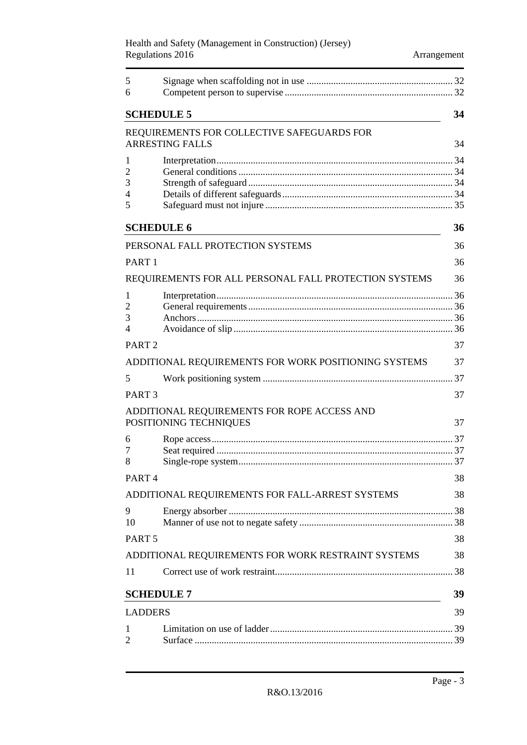| | | |
|---|---|---|
| 5 | Signage when scaffolding not in use | 32 |
| 6 | Competent person to supervise | 32 |

**SCHEDULE 5** 34

REQUIREMENTS FOR COLLECTIVE SAFEGUARDS FOR ARRESTING FALLS 34

| | | |
|---|---|---|
| 1 | Interpretation | 34 |
| 2 | General conditions | 34 |
| 3 | Strength of safeguard | 34 |
| 4 | Details of different safeguards | 34 |
| 5 | Safeguard must not injure | 35 |

**SCHEDULE 6** 36

PERSONAL FALL PROTECTION SYSTEMS 36

PART 1 36

REQUIREMENTS FOR ALL PERSONAL FALL PROTECTION SYSTEMS 36

| | | |
|---|---|---|
| 1 | Interpretation | 36 |
| 2 | General requirements | 36 |
| 3 | Anchors | 36 |
| 4 | Avoidance of slip | 36 |

PART 2 37

ADDITIONAL REQUIREMENTS FOR WORK POSITIONING SYSTEMS 37

| | | |
|---|---|---|
| 5 | Work positioning system | 37 |

PART 3 37

ADDITIONAL REQUIREMENTS FOR ROPE ACCESS AND POSITIONING TECHNIQUES 37

| | | |
|---|---|---|
| 6 | Rope access | 37 |
| 7 | Seat required | 37 |
| 8 | Single-rope system | 37 |

PART 4 38

ADDITIONAL REQUIREMENTS FOR FALL-ARREST SYSTEMS 38

| | | |
|---|---|---|
| 9 | Energy absorber | 38 |
| 10 | Manner of use not to negate safety | 38 |

PART 5 38

ADDITIONAL REQUIREMENTS FOR WORK RESTRAINT SYSTEMS 38

| | | |
|---|---|---|
| 11 | Correct use of work restraint | 38 |

**SCHEDULE 7** 39

LADDERS 39

| | | |
|---|---|---|
| 1 | Limitation on use of ladder | 39 |
| 2 | Surface | 39 |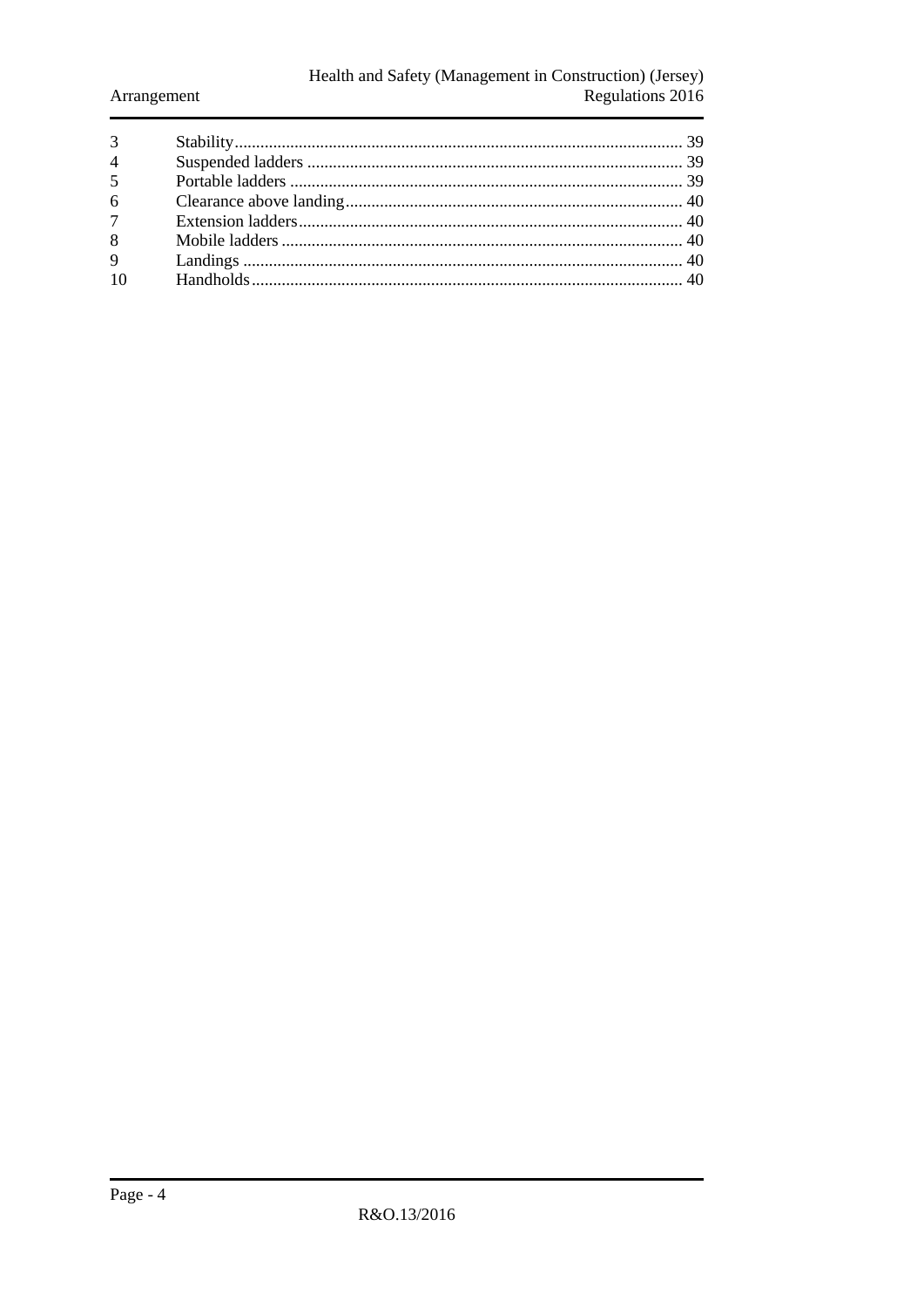| | | |
|---|---|---|
| 3 | Stability | 39 |
| 4 | Suspended ladders | 39 |
| 5 | Portable ladders | 39 |
| 6 | Clearance above landing | 40 |
| 7 | Extension ladders | 40 |
| 8 | Mobile ladders | 40 |
| 9 | Landings | 40 |
| 10 | Handholds | 40 |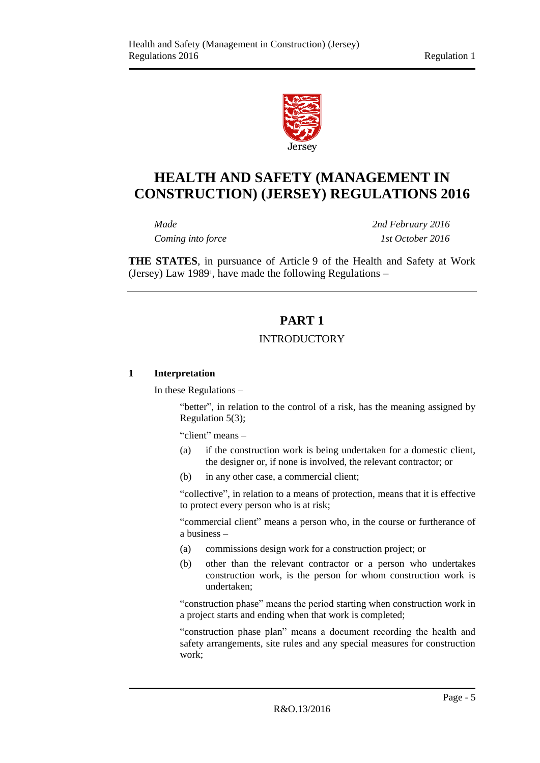# HEALTH AND SAFETY (MANAGEMENT IN CONSTRUCTION) (JERSEY) REGULATIONS 2016

*Made* *2nd February 2016*

*Coming into force* *1st October 2016*

**THE STATES**, in pursuance of Article 9 of the Health and Safety at Work (Jersey) Law 1989[1], have made the following Regulations –

## PART 1

### INTRODUCTORY

**1 Interpretation**

In these Regulations –

"better", in relation to the control of a risk, has the meaning assigned by Regulation 5(3);

"client" means –

(a) if the construction work is being undertaken for a domestic client, the designer or, if none is involved, the relevant contractor; or

(b) in any other case, a commercial client;

"collective", in relation to a means of protection, means that it is effective to protect every person who is at risk;

"commercial client" means a person who, in the course or furtherance of a business –

(a) commissions design work for a construction project; or

(b) other than the relevant contractor or a person who undertakes construction work, is the person for whom construction work is undertaken;

"construction phase" means the period starting when construction work in a project starts and ending when that work is completed;

"construction phase plan" means a document recording the health and safety arrangements, site rules and any special measures for construction work;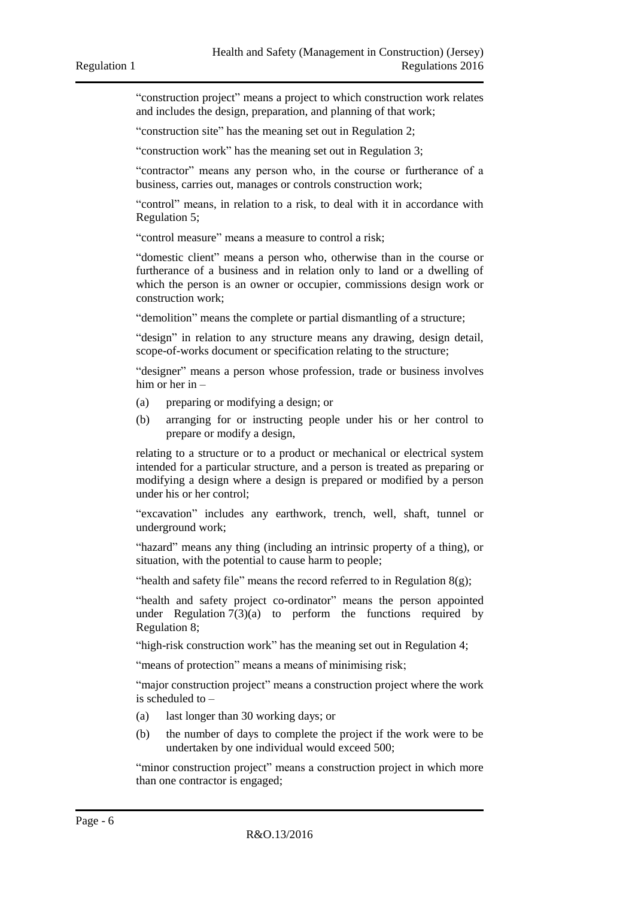"construction project" means a project to which construction work relates and includes the design, preparation, and planning of that work;

"construction site" has the meaning set out in Regulation 2;

"construction work" has the meaning set out in Regulation 3;

"contractor" means any person who, in the course or furtherance of a business, carries out, manages or controls construction work;

"control" means, in relation to a risk, to deal with it in accordance with Regulation 5;

"control measure" means a measure to control a risk;

"domestic client" means a person who, otherwise than in the course or furtherance of a business and in relation only to land or a dwelling of which the person is an owner or occupier, commissions design work or construction work;

"demolition" means the complete or partial dismantling of a structure;

"design" in relation to any structure means any drawing, design detail, scope-of-works document or specification relating to the structure;

"designer" means a person whose profession, trade or business involves him or her in –

(a) preparing or modifying a design; or

(b) arranging for or instructing people under his or her control to prepare or modify a design,

relating to a structure or to a product or mechanical or electrical system intended for a particular structure, and a person is treated as preparing or modifying a design where a design is prepared or modified by a person under his or her control;

"excavation" includes any earthwork, trench, well, shaft, tunnel or underground work;

"hazard" means any thing (including an intrinsic property of a thing), or situation, with the potential to cause harm to people;

"health and safety file" means the record referred to in Regulation 8(g);

"health and safety project co-ordinator" means the person appointed under Regulation 7(3)(a) to perform the functions required by Regulation 8;

"high-risk construction work" has the meaning set out in Regulation 4;

"means of protection" means a means of minimising risk;

"major construction project" means a construction project where the work is scheduled to –

(a) last longer than 30 working days; or

(b) the number of days to complete the project if the work were to be undertaken by one individual would exceed 500;

"minor construction project" means a construction project in which more than one contractor is engaged;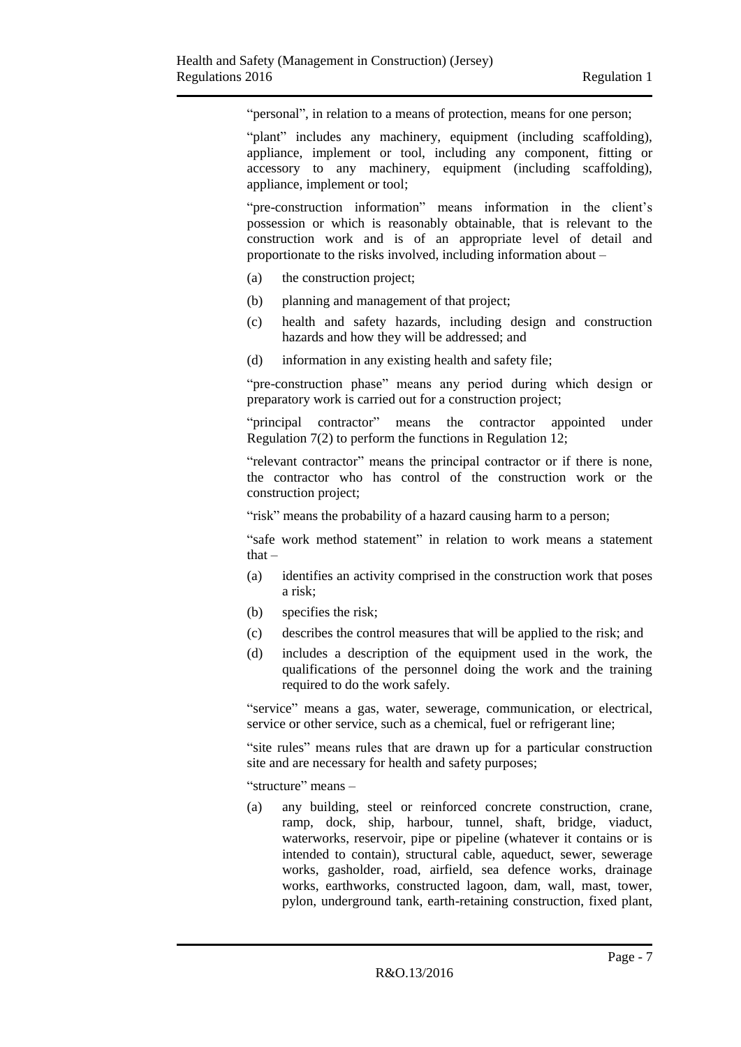"personal", in relation to a means of protection, means for one person;

"plant" includes any machinery, equipment (including scaffolding), appliance, implement or tool, including any component, fitting or accessory to any machinery, equipment (including scaffolding), appliance, implement or tool;

"pre-construction information" means information in the client's possession or which is reasonably obtainable, that is relevant to the construction work and is of an appropriate level of detail and proportionate to the risks involved, including information about –

(a) the construction project;

(b) planning and management of that project;

(c) health and safety hazards, including design and construction hazards and how they will be addressed; and

(d) information in any existing health and safety file;

"pre-construction phase" means any period during which design or preparatory work is carried out for a construction project;

"principal contractor" means the contractor appointed under Regulation 7(2) to perform the functions in Regulation 12;

"relevant contractor" means the principal contractor or if there is none, the contractor who has control of the construction work or the construction project;

"risk" means the probability of a hazard causing harm to a person;

"safe work method statement" in relation to work means a statement that –

(a) identifies an activity comprised in the construction work that poses a risk;

(b) specifies the risk;

(c) describes the control measures that will be applied to the risk; and

(d) includes a description of the equipment used in the work, the qualifications of the personnel doing the work and the training required to do the work safely.

"service" means a gas, water, sewerage, communication, or electrical, service or other service, such as a chemical, fuel or refrigerant line;

"site rules" means rules that are drawn up for a particular construction site and are necessary for health and safety purposes;

"structure" means –

(a) any building, steel or reinforced concrete construction, crane, ramp, dock, ship, harbour, tunnel, shaft, bridge, viaduct, waterworks, reservoir, pipe or pipeline (whatever it contains or is intended to contain), structural cable, aqueduct, sewer, sewerage works, gasholder, road, airfield, sea defence works, drainage works, earthworks, constructed lagoon, dam, wall, mast, tower, pylon, underground tank, earth-retaining construction, fixed plant,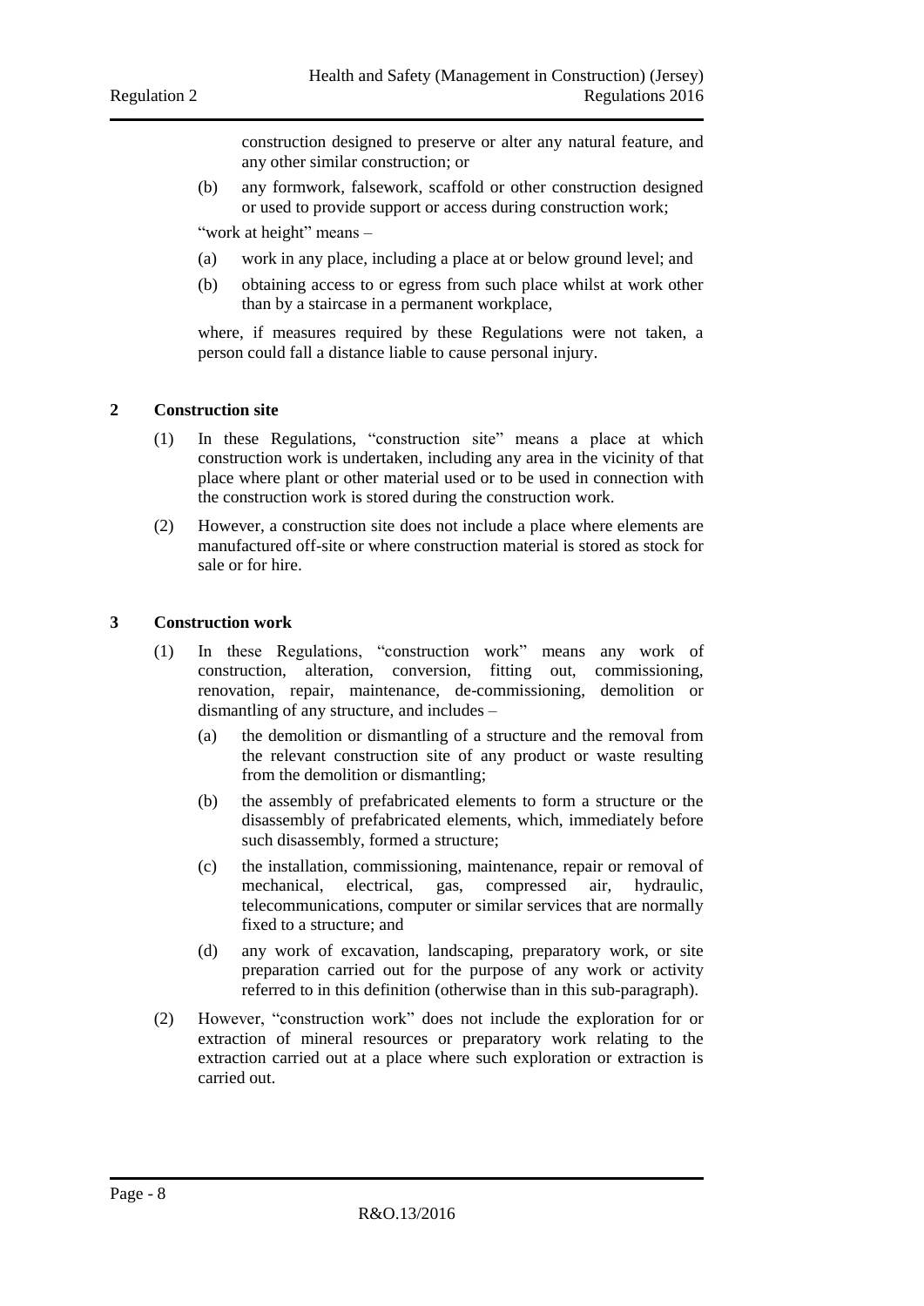construction designed to preserve or alter any natural feature, and any other similar construction; or

(b) any formwork, falsework, scaffold or other construction designed or used to provide support or access during construction work;

"work at height" means –

(a) work in any place, including a place at or below ground level; and

(b) obtaining access to or egress from such place whilst at work other than by a staircase in a permanent workplace,

where, if measures required by these Regulations were not taken, a person could fall a distance liable to cause personal injury.

## 2 Construction site

(1) In these Regulations, "construction site" means a place at which construction work is undertaken, including any area in the vicinity of that place where plant or other material used or to be used in connection with the construction work is stored during the construction work.

(2) However, a construction site does not include a place where elements are manufactured off-site or where construction material is stored as stock for sale or for hire.

## 3 Construction work

(1) In these Regulations, "construction work" means any work of construction, alteration, conversion, fitting out, commissioning, renovation, repair, maintenance, de-commissioning, demolition or dismantling of any structure, and includes –

(a) the demolition or dismantling of a structure and the removal from the relevant construction site of any product or waste resulting from the demolition or dismantling;

(b) the assembly of prefabricated elements to form a structure or the disassembly of prefabricated elements, which, immediately before such disassembly, formed a structure;

(c) the installation, commissioning, maintenance, repair or removal of mechanical, electrical, gas, compressed air, hydraulic, telecommunications, computer or similar services that are normally fixed to a structure; and

(d) any work of excavation, landscaping, preparatory work, or site preparation carried out for the purpose of any work or activity referred to in this definition (otherwise than in this sub-paragraph).

(2) However, "construction work" does not include the exploration for or extraction of mineral resources or preparatory work relating to the extraction carried out at a place where such exploration or extraction is carried out.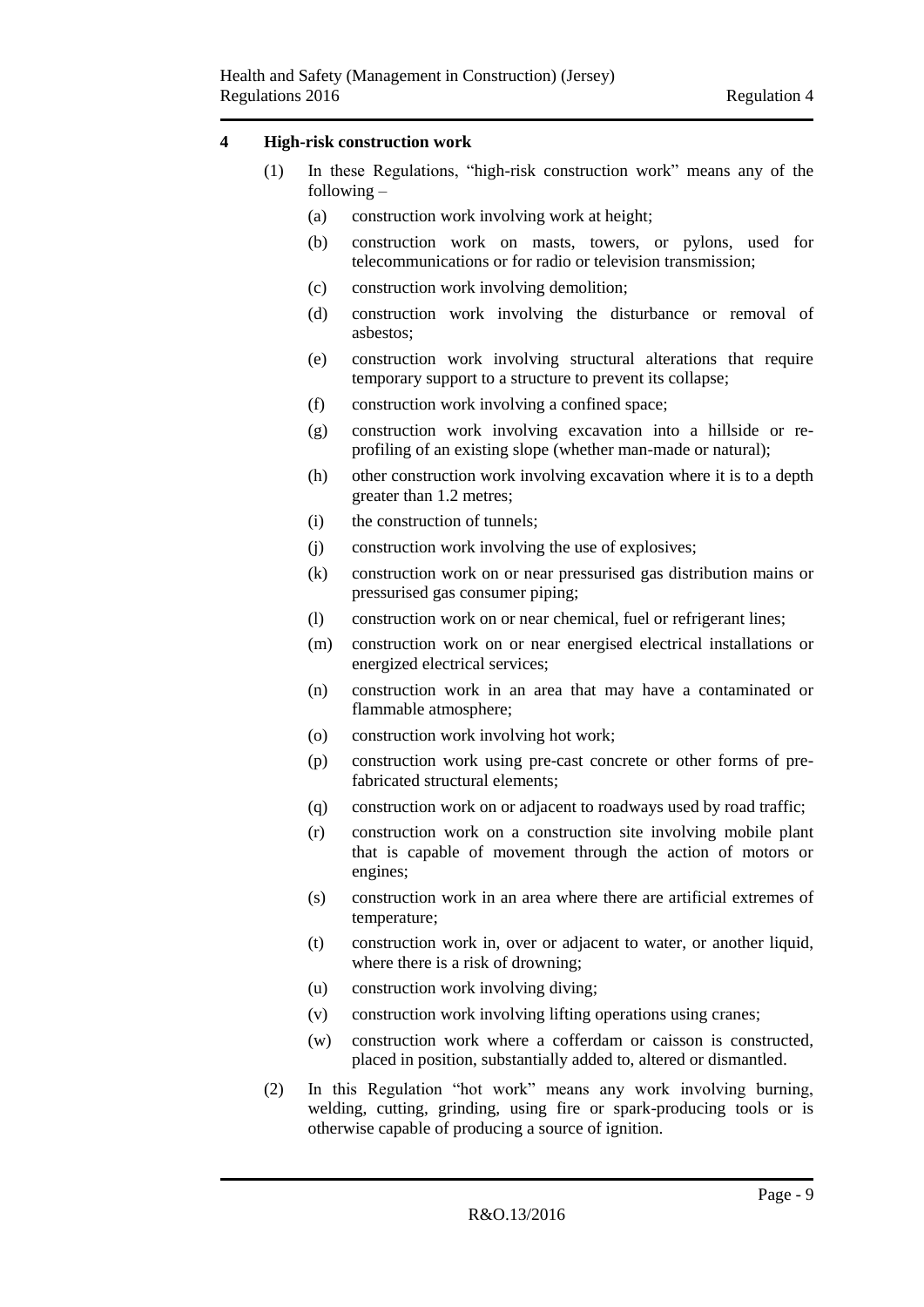## 4 High-risk construction work

(1) In these Regulations, "high-risk construction work" means any of the following –

(a) construction work involving work at height;

(b) construction work on masts, towers, or pylons, used for telecommunications or for radio or television transmission;

(c) construction work involving demolition;

(d) construction work involving the disturbance or removal of asbestos;

(e) construction work involving structural alterations that require temporary support to a structure to prevent its collapse;

(f) construction work involving a confined space;

(g) construction work involving excavation into a hillside or re-profiling of an existing slope (whether man-made or natural);

(h) other construction work involving excavation where it is to a depth greater than 1.2 metres;

(i) the construction of tunnels;

(j) construction work involving the use of explosives;

(k) construction work on or near pressurised gas distribution mains or pressurised gas consumer piping;

(l) construction work on or near chemical, fuel or refrigerant lines;

(m) construction work on or near energised electrical installations or energized electrical services;

(n) construction work in an area that may have a contaminated or flammable atmosphere;

(o) construction work involving hot work;

(p) construction work using pre-cast concrete or other forms of pre-fabricated structural elements;

(q) construction work on or adjacent to roadways used by road traffic;

(r) construction work on a construction site involving mobile plant that is capable of movement through the action of motors or engines;

(s) construction work in an area where there are artificial extremes of temperature;

(t) construction work in, over or adjacent to water, or another liquid, where there is a risk of drowning;

(u) construction work involving diving;

(v) construction work involving lifting operations using cranes;

(w) construction work where a cofferdam or caisson is constructed, placed in position, substantially added to, altered or dismantled.

(2) In this Regulation "hot work" means any work involving burning, welding, cutting, grinding, using fire or spark-producing tools or is otherwise capable of producing a source of ignition.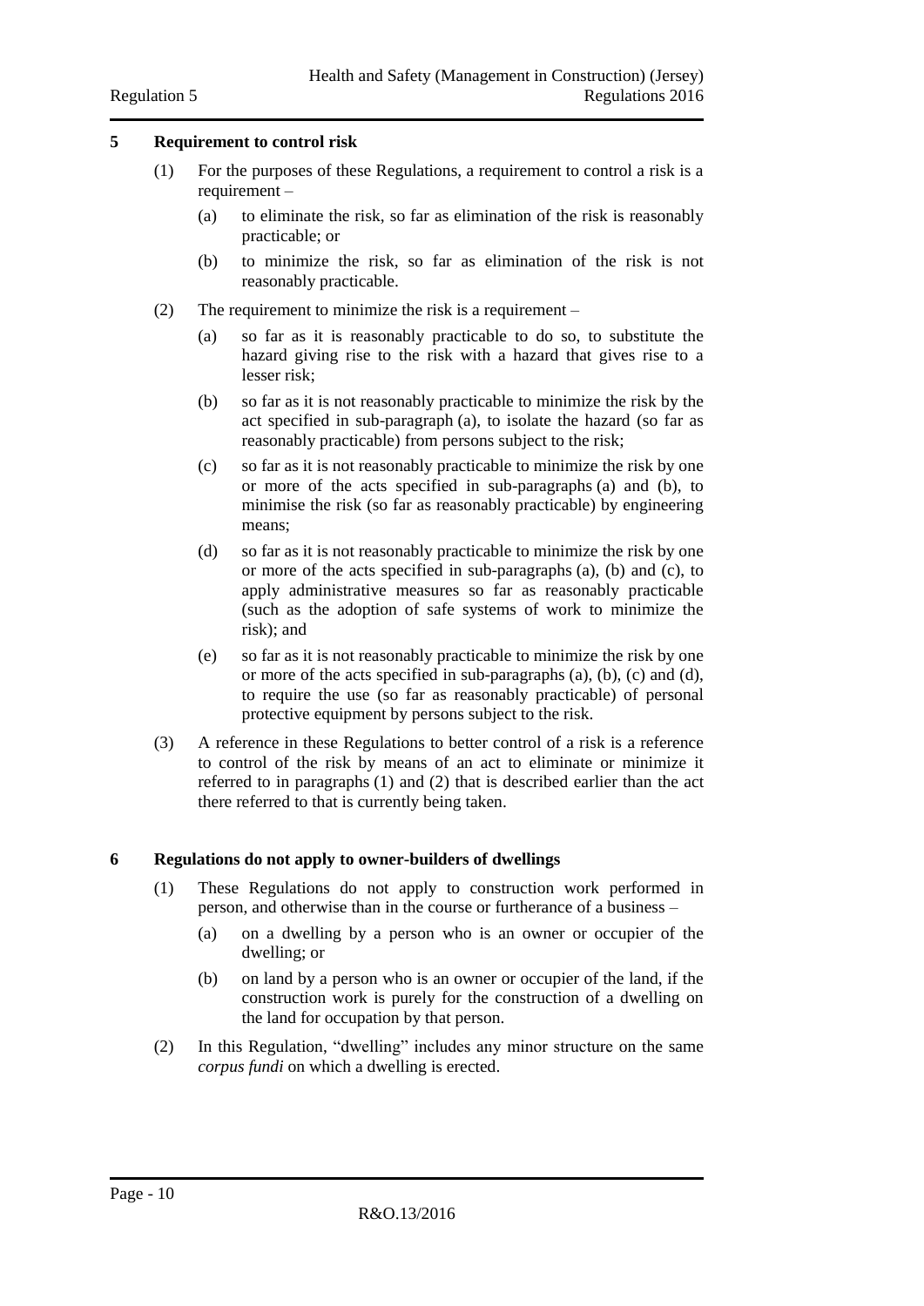## 5 Requirement to control risk

(1) For the purposes of these Regulations, a requirement to control a risk is a requirement –

(a) to eliminate the risk, so far as elimination of the risk is reasonably practicable; or

(b) to minimize the risk, so far as elimination of the risk is not reasonably practicable.

(2) The requirement to minimize the risk is a requirement –

(a) so far as it is reasonably practicable to do so, to substitute the hazard giving rise to the risk with a hazard that gives rise to a lesser risk;

(b) so far as it is not reasonably practicable to minimize the risk by the act specified in sub-paragraph (a), to isolate the hazard (so far as reasonably practicable) from persons subject to the risk;

(c) so far as it is not reasonably practicable to minimize the risk by one or more of the acts specified in sub-paragraphs (a) and (b), to minimise the risk (so far as reasonably practicable) by engineering means;

(d) so far as it is not reasonably practicable to minimize the risk by one or more of the acts specified in sub-paragraphs (a), (b) and (c), to apply administrative measures so far as reasonably practicable (such as the adoption of safe systems of work to minimize the risk); and

(e) so far as it is not reasonably practicable to minimize the risk by one or more of the acts specified in sub-paragraphs (a), (b), (c) and (d), to require the use (so far as reasonably practicable) of personal protective equipment by persons subject to the risk.

(3) A reference in these Regulations to better control of a risk is a reference to control of the risk by means of an act to eliminate or minimize it referred to in paragraphs (1) and (2) that is described earlier than the act there referred to that is currently being taken.

## 6 Regulations do not apply to owner-builders of dwellings

(1) These Regulations do not apply to construction work performed in person, and otherwise than in the course or furtherance of a business –

(a) on a dwelling by a person who is an owner or occupier of the dwelling; or

(b) on land by a person who is an owner or occupier of the land, if the construction work is purely for the construction of a dwelling on the land for occupation by that person.

(2) In this Regulation, "dwelling" includes any minor structure on the same *corpus fundi* on which a dwelling is erected.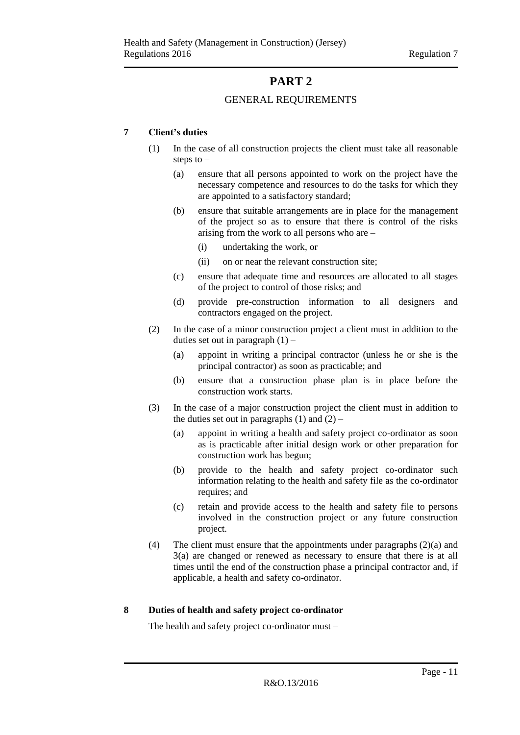# PART 2

## GENERAL REQUIREMENTS

### 7 Client's duties

(1) In the case of all construction projects the client must take all reasonable steps to –

(a) ensure that all persons appointed to work on the project have the necessary competence and resources to do the tasks for which they are appointed to a satisfactory standard;

(b) ensure that suitable arrangements are in place for the management of the project so as to ensure that there is control of the risks arising from the work to all persons who are –

(i) undertaking the work, or

(ii) on or near the relevant construction site;

(c) ensure that adequate time and resources are allocated to all stages of the project to control of those risks; and

(d) provide pre-construction information to all designers and contractors engaged on the project.

(2) In the case of a minor construction project a client must in addition to the duties set out in paragraph (1) –

(a) appoint in writing a principal contractor (unless he or she is the principal contractor) as soon as practicable; and

(b) ensure that a construction phase plan is in place before the construction work starts.

(3) In the case of a major construction project the client must in addition to the duties set out in paragraphs (1) and (2) –

(a) appoint in writing a health and safety project co-ordinator as soon as is practicable after initial design work or other preparation for construction work has begun;

(b) provide to the health and safety project co-ordinator such information relating to the health and safety file as the co-ordinator requires; and

(c) retain and provide access to the health and safety file to persons involved in the construction project or any future construction project.

(4) The client must ensure that the appointments under paragraphs (2)(a) and 3(a) are changed or renewed as necessary to ensure that there is at all times until the end of the construction phase a principal contractor and, if applicable, a health and safety co-ordinator.

### 8 Duties of health and safety project co-ordinator

The health and safety project co-ordinator must –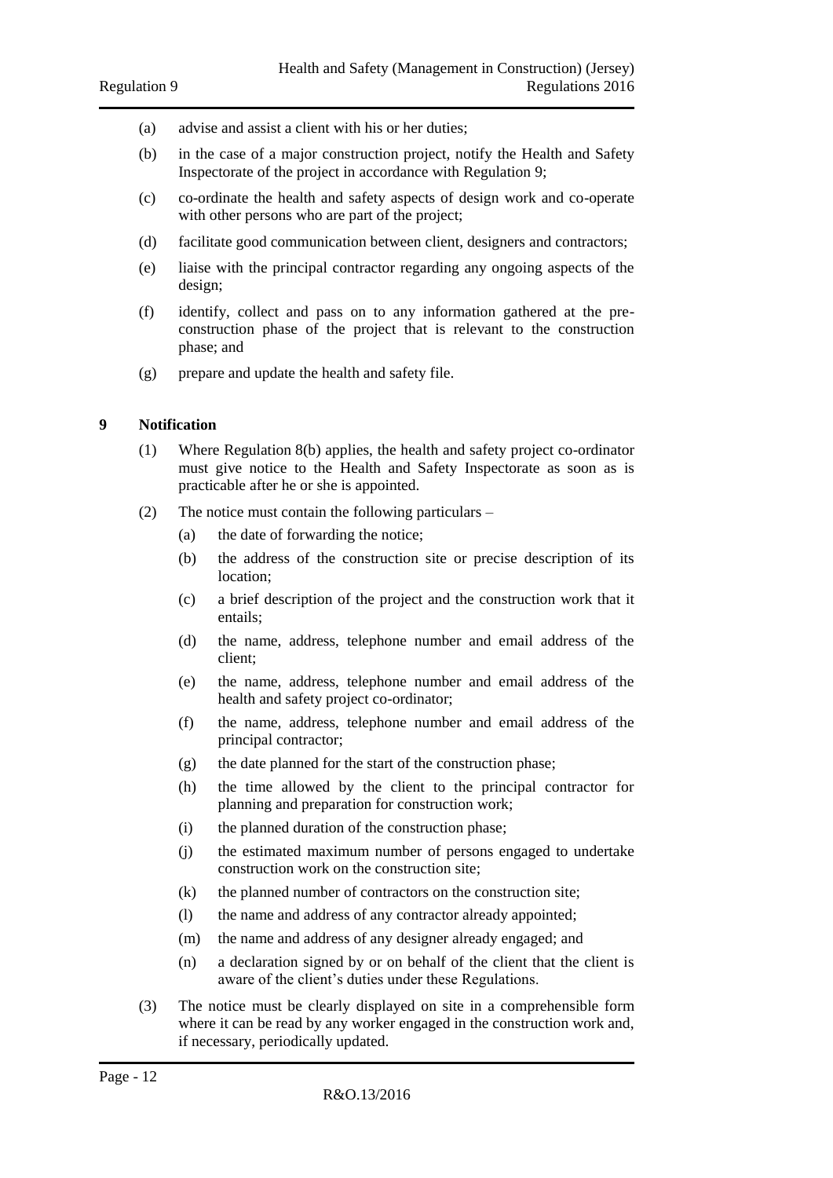(a) advise and assist a client with his or her duties;

(b) in the case of a major construction project, notify the Health and Safety Inspectorate of the project in accordance with Regulation 9;

(c) co-ordinate the health and safety aspects of design work and co-operate with other persons who are part of the project;

(d) facilitate good communication between client, designers and contractors;

(e) liaise with the principal contractor regarding any ongoing aspects of the design;

(f) identify, collect and pass on to any information gathered at the pre-construction phase of the project that is relevant to the construction phase; and

(g) prepare and update the health and safety file.

## 9 Notification

(1) Where Regulation 8(b) applies, the health and safety project co-ordinator must give notice to the Health and Safety Inspectorate as soon as is practicable after he or she is appointed.

(2) The notice must contain the following particulars –

(a) the date of forwarding the notice;

(b) the address of the construction site or precise description of its location;

(c) a brief description of the project and the construction work that it entails;

(d) the name, address, telephone number and email address of the client;

(e) the name, address, telephone number and email address of the health and safety project co-ordinator;

(f) the name, address, telephone number and email address of the principal contractor;

(g) the date planned for the start of the construction phase;

(h) the time allowed by the client to the principal contractor for planning and preparation for construction work;

(i) the planned duration of the construction phase;

(j) the estimated maximum number of persons engaged to undertake construction work on the construction site;

(k) the planned number of contractors on the construction site;

(l) the name and address of any contractor already appointed;

(m) the name and address of any designer already engaged; and

(n) a declaration signed by or on behalf of the client that the client is aware of the client's duties under these Regulations.

(3) The notice must be clearly displayed on site in a comprehensible form where it can be read by any worker engaged in the construction work and, if necessary, periodically updated.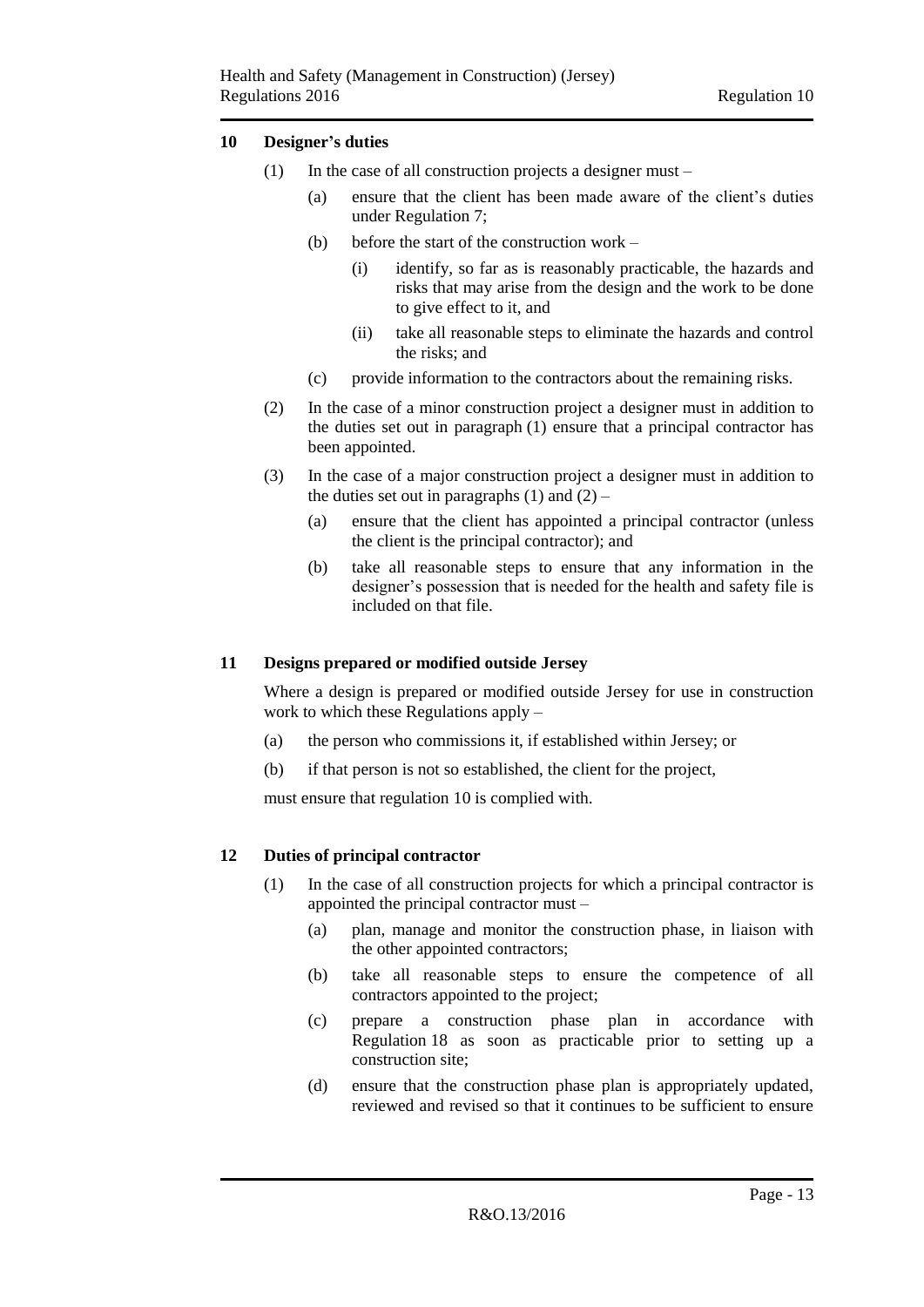## 10 Designer's duties

(1) In the case of all construction projects a designer must –

(a) ensure that the client has been made aware of the client's duties under Regulation 7;

(b) before the start of the construction work –

(i) identify, so far as is reasonably practicable, the hazards and risks that may arise from the design and the work to be done to give effect to it, and

(ii) take all reasonable steps to eliminate the hazards and control the risks; and

(c) provide information to the contractors about the remaining risks.

(2) In the case of a minor construction project a designer must in addition to the duties set out in paragraph (1) ensure that a principal contractor has been appointed.

(3) In the case of a major construction project a designer must in addition to the duties set out in paragraphs (1) and (2) –

(a) ensure that the client has appointed a principal contractor (unless the client is the principal contractor); and

(b) take all reasonable steps to ensure that any information in the designer's possession that is needed for the health and safety file is included on that file.

## 11 Designs prepared or modified outside Jersey

Where a design is prepared or modified outside Jersey for use in construction work to which these Regulations apply –

(a) the person who commissions it, if established within Jersey; or

(b) if that person is not so established, the client for the project,

must ensure that regulation 10 is complied with.

## 12 Duties of principal contractor

(1) In the case of all construction projects for which a principal contractor is appointed the principal contractor must –

(a) plan, manage and monitor the construction phase, in liaison with the other appointed contractors;

(b) take all reasonable steps to ensure the competence of all contractors appointed to the project;

(c) prepare a construction phase plan in accordance with Regulation 18 as soon as practicable prior to setting up a construction site;

(d) ensure that the construction phase plan is appropriately updated, reviewed and revised so that it continues to be sufficient to ensure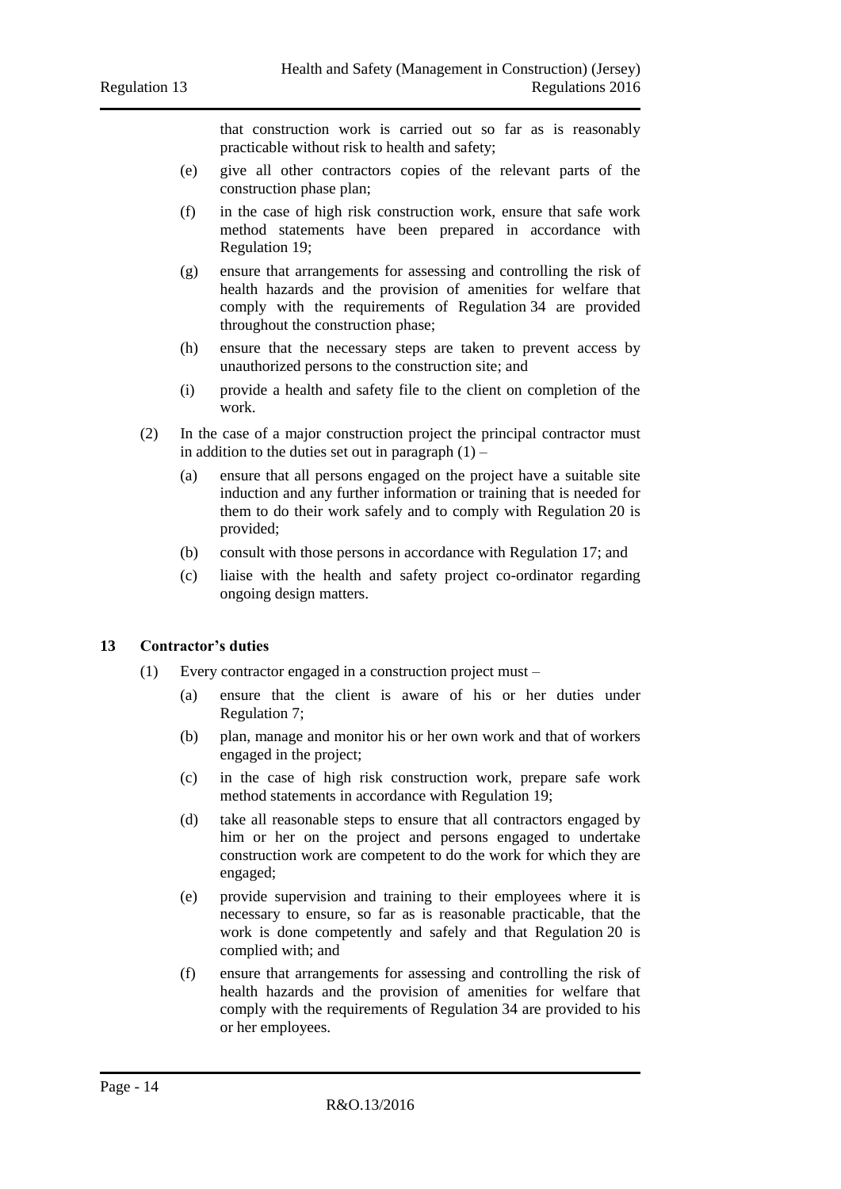that construction work is carried out so far as is reasonably practicable without risk to health and safety;

(e) give all other contractors copies of the relevant parts of the construction phase plan;

(f) in the case of high risk construction work, ensure that safe work method statements have been prepared in accordance with Regulation 19;

(g) ensure that arrangements for assessing and controlling the risk of health hazards and the provision of amenities for welfare that comply with the requirements of Regulation 34 are provided throughout the construction phase;

(h) ensure that the necessary steps are taken to prevent access by unauthorized persons to the construction site; and

(i) provide a health and safety file to the client on completion of the work.

(2) In the case of a major construction project the principal contractor must in addition to the duties set out in paragraph (1) –

(a) ensure that all persons engaged on the project have a suitable site induction and any further information or training that is needed for them to do their work safely and to comply with Regulation 20 is provided;

(b) consult with those persons in accordance with Regulation 17; and

(c) liaise with the health and safety project co-ordinator regarding ongoing design matters.

## 13 Contractor's duties

(1) Every contractor engaged in a construction project must –

(a) ensure that the client is aware of his or her duties under Regulation 7;

(b) plan, manage and monitor his or her own work and that of workers engaged in the project;

(c) in the case of high risk construction work, prepare safe work method statements in accordance with Regulation 19;

(d) take all reasonable steps to ensure that all contractors engaged by him or her on the project and persons engaged to undertake construction work are competent to do the work for which they are engaged;

(e) provide supervision and training to their employees where it is necessary to ensure, so far as is reasonable practicable, that the work is done competently and safely and that Regulation 20 is complied with; and

(f) ensure that arrangements for assessing and controlling the risk of health hazards and the provision of amenities for welfare that comply with the requirements of Regulation 34 are provided to his or her employees.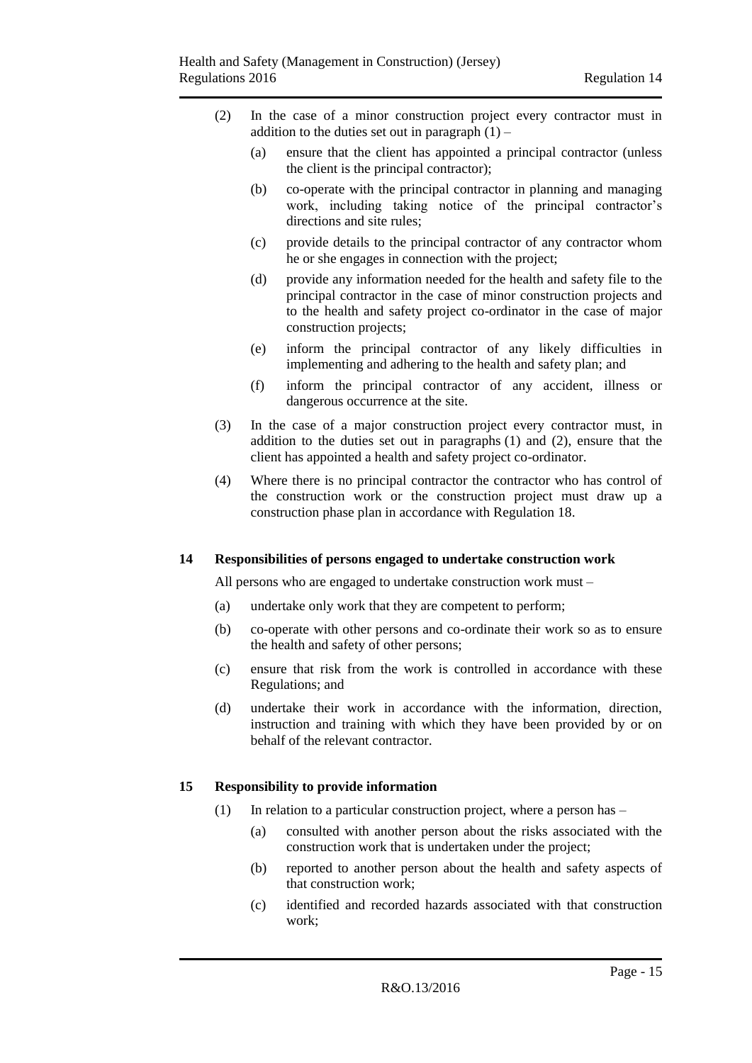(2) In the case of a minor construction project every contractor must in addition to the duties set out in paragraph (1) –

(a) ensure that the client has appointed a principal contractor (unless the client is the principal contractor);

(b) co-operate with the principal contractor in planning and managing work, including taking notice of the principal contractor's directions and site rules;

(c) provide details to the principal contractor of any contractor whom he or she engages in connection with the project;

(d) provide any information needed for the health and safety file to the principal contractor in the case of minor construction projects and to the health and safety project co-ordinator in the case of major construction projects;

(e) inform the principal contractor of any likely difficulties in implementing and adhering to the health and safety plan; and

(f) inform the principal contractor of any accident, illness or dangerous occurrence at the site.

(3) In the case of a major construction project every contractor must, in addition to the duties set out in paragraphs (1) and (2), ensure that the client has appointed a health and safety project co-ordinator.

(4) Where there is no principal contractor the contractor who has control of the construction work or the construction project must draw up a construction phase plan in accordance with Regulation 18.

## 14 Responsibilities of persons engaged to undertake construction work

All persons who are engaged to undertake construction work must –

(a) undertake only work that they are competent to perform;

(b) co-operate with other persons and co-ordinate their work so as to ensure the health and safety of other persons;

(c) ensure that risk from the work is controlled in accordance with these Regulations; and

(d) undertake their work in accordance with the information, direction, instruction and training with which they have been provided by or on behalf of the relevant contractor.

## 15 Responsibility to provide information

(1) In relation to a particular construction project, where a person has –

(a) consulted with another person about the risks associated with the construction work that is undertaken under the project;

(b) reported to another person about the health and safety aspects of that construction work;

(c) identified and recorded hazards associated with that construction work;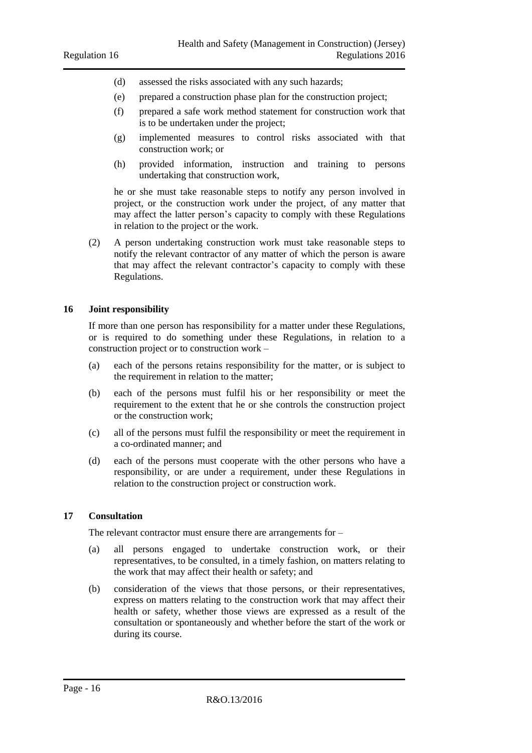(d) assessed the risks associated with any such hazards;

(e) prepared a construction phase plan for the construction project;

(f) prepared a safe work method statement for construction work that is to be undertaken under the project;

(g) implemented measures to control risks associated with that construction work; or

(h) provided information, instruction and training to persons undertaking that construction work,

he or she must take reasonable steps to notify any person involved in project, or the construction work under the project, of any matter that may affect the latter person's capacity to comply with these Regulations in relation to the project or the work.

(2) A person undertaking construction work must take reasonable steps to notify the relevant contractor of any matter of which the person is aware that may affect the relevant contractor's capacity to comply with these Regulations.

## 16 Joint responsibility

If more than one person has responsibility for a matter under these Regulations, or is required to do something under these Regulations, in relation to a construction project or to construction work –

(a) each of the persons retains responsibility for the matter, or is subject to the requirement in relation to the matter;

(b) each of the persons must fulfil his or her responsibility or meet the requirement to the extent that he or she controls the construction project or the construction work;

(c) all of the persons must fulfil the responsibility or meet the requirement in a co-ordinated manner; and

(d) each of the persons must cooperate with the other persons who have a responsibility, or are under a requirement, under these Regulations in relation to the construction project or construction work.

## 17 Consultation

The relevant contractor must ensure there are arrangements for –

(a) all persons engaged to undertake construction work, or their representatives, to be consulted, in a timely fashion, on matters relating to the work that may affect their health or safety; and

(b) consideration of the views that those persons, or their representatives, express on matters relating to the construction work that may affect their health or safety, whether those views are expressed as a result of the consultation or spontaneously and whether before the start of the work or during its course.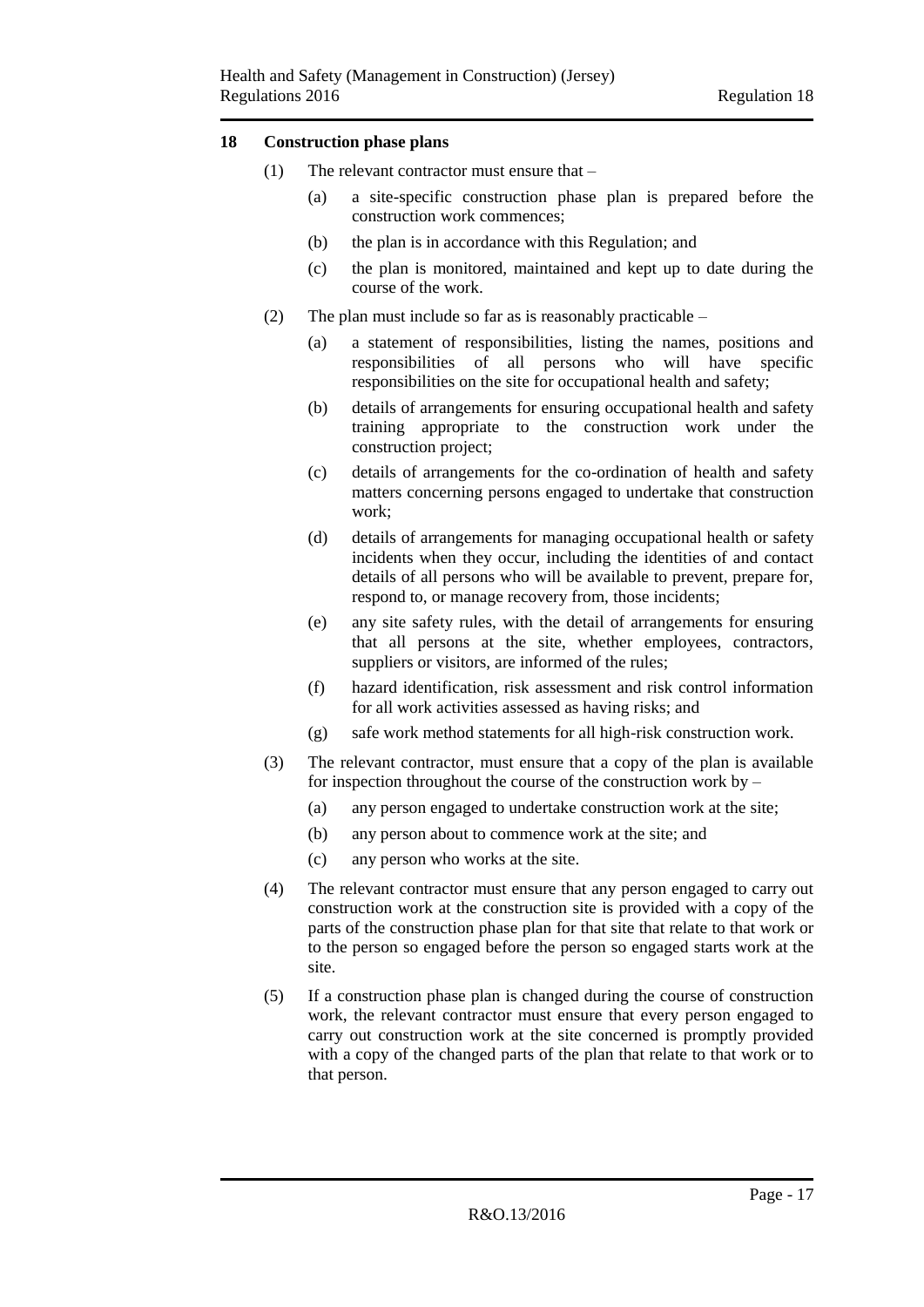## 18 Construction phase plans

(1) The relevant contractor must ensure that –

(a) a site-specific construction phase plan is prepared before the construction work commences;

(b) the plan is in accordance with this Regulation; and

(c) the plan is monitored, maintained and kept up to date during the course of the work.

(2) The plan must include so far as is reasonably practicable –

(a) a statement of responsibilities, listing the names, positions and responsibilities of all persons who will have specific responsibilities on the site for occupational health and safety;

(b) details of arrangements for ensuring occupational health and safety training appropriate to the construction work under the construction project;

(c) details of arrangements for the co-ordination of health and safety matters concerning persons engaged to undertake that construction work;

(d) details of arrangements for managing occupational health or safety incidents when they occur, including the identities of and contact details of all persons who will be available to prevent, prepare for, respond to, or manage recovery from, those incidents;

(e) any site safety rules, with the detail of arrangements for ensuring that all persons at the site, whether employees, contractors, suppliers or visitors, are informed of the rules;

(f) hazard identification, risk assessment and risk control information for all work activities assessed as having risks; and

(g) safe work method statements for all high-risk construction work.

(3) The relevant contractor, must ensure that a copy of the plan is available for inspection throughout the course of the construction work by –

(a) any person engaged to undertake construction work at the site;

(b) any person about to commence work at the site; and

(c) any person who works at the site.

(4) The relevant contractor must ensure that any person engaged to carry out construction work at the construction site is provided with a copy of the parts of the construction phase plan for that site that relate to that work or to the person so engaged before the person so engaged starts work at the site.

(5) If a construction phase plan is changed during the course of construction work, the relevant contractor must ensure that every person engaged to carry out construction work at the site concerned is promptly provided with a copy of the changed parts of the plan that relate to that work or to that person.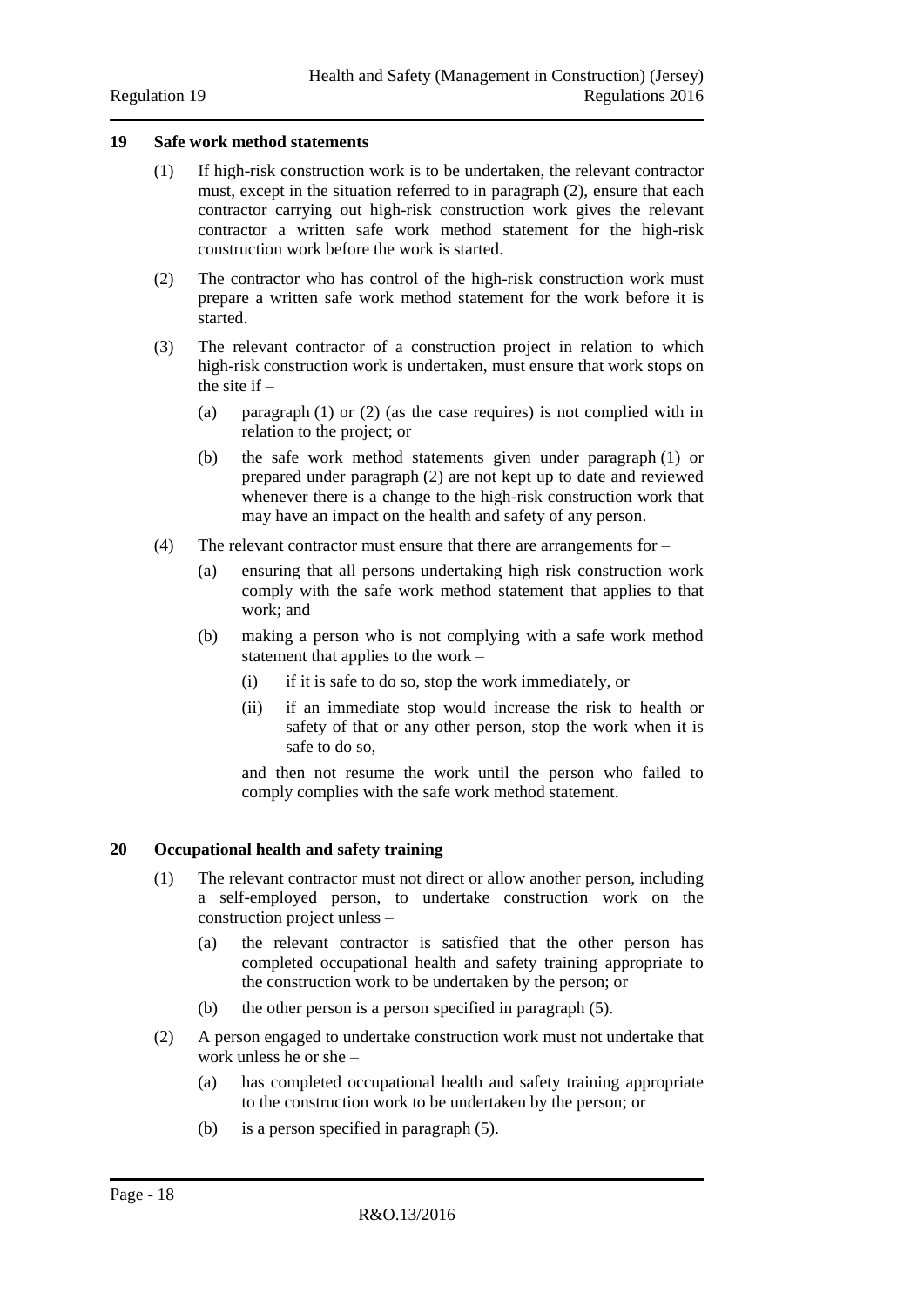## 19 Safe work method statements

(1) If high-risk construction work is to be undertaken, the relevant contractor must, except in the situation referred to in paragraph (2), ensure that each contractor carrying out high-risk construction work gives the relevant contractor a written safe work method statement for the high-risk construction work before the work is started.

(2) The contractor who has control of the high-risk construction work must prepare a written safe work method statement for the work before it is started.

(3) The relevant contractor of a construction project in relation to which high-risk construction work is undertaken, must ensure that work stops on the site if –

(a) paragraph (1) or (2) (as the case requires) is not complied with in relation to the project; or

(b) the safe work method statements given under paragraph (1) or prepared under paragraph (2) are not kept up to date and reviewed whenever there is a change to the high-risk construction work that may have an impact on the health and safety of any person.

(4) The relevant contractor must ensure that there are arrangements for –

(a) ensuring that all persons undertaking high risk construction work comply with the safe work method statement that applies to that work; and

(b) making a person who is not complying with a safe work method statement that applies to the work –

(i) if it is safe to do so, stop the work immediately, or

(ii) if an immediate stop would increase the risk to health or safety of that or any other person, stop the work when it is safe to do so,

and then not resume the work until the person who failed to comply complies with the safe work method statement.

## 20 Occupational health and safety training

(1) The relevant contractor must not direct or allow another person, including a self-employed person, to undertake construction work on the construction project unless –

(a) the relevant contractor is satisfied that the other person has completed occupational health and safety training appropriate to the construction work to be undertaken by the person; or

(b) the other person is a person specified in paragraph (5).

(2) A person engaged to undertake construction work must not undertake that work unless he or she –

(a) has completed occupational health and safety training appropriate to the construction work to be undertaken by the person; or

(b) is a person specified in paragraph (5).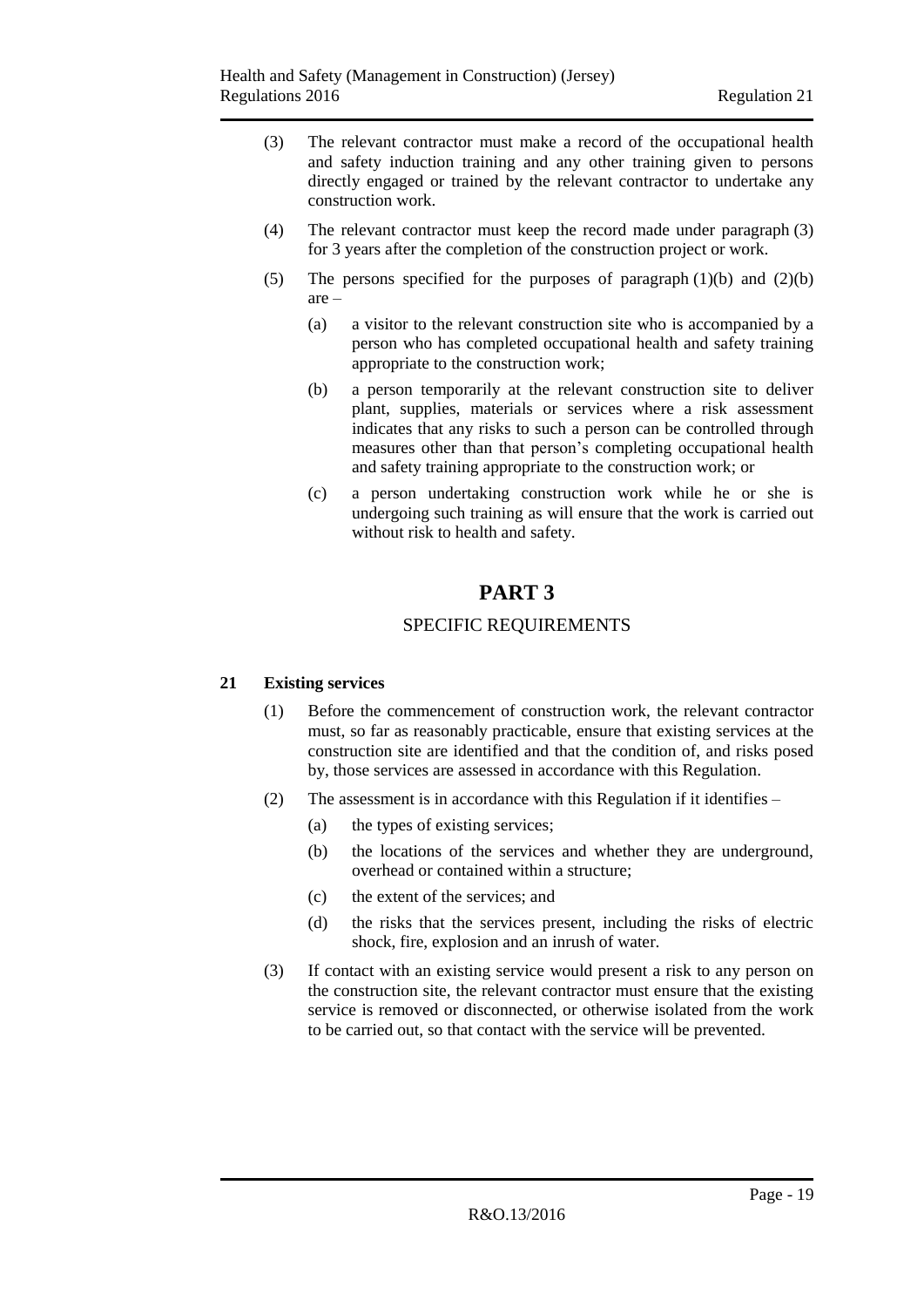(3) The relevant contractor must make a record of the occupational health and safety induction training and any other training given to persons directly engaged or trained by the relevant contractor to undertake any construction work.

(4) The relevant contractor must keep the record made under paragraph (3) for 3 years after the completion of the construction project or work.

(5) The persons specified for the purposes of paragraph (1)(b) and (2)(b) are –

(a) a visitor to the relevant construction site who is accompanied by a person who has completed occupational health and safety training appropriate to the construction work;

(b) a person temporarily at the relevant construction site to deliver plant, supplies, materials or services where a risk assessment indicates that any risks to such a person can be controlled through measures other than that person's completing occupational health and safety training appropriate to the construction work; or

(c) a person undertaking construction work while he or she is undergoing such training as will ensure that the work is carried out without risk to health and safety.

# PART 3

## SPECIFIC REQUIREMENTS

### 21 Existing services

(1) Before the commencement of construction work, the relevant contractor must, so far as reasonably practicable, ensure that existing services at the construction site are identified and that the condition of, and risks posed by, those services are assessed in accordance with this Regulation.

(2) The assessment is in accordance with this Regulation if it identifies –

(a) the types of existing services;

(b) the locations of the services and whether they are underground, overhead or contained within a structure;

(c) the extent of the services; and

(d) the risks that the services present, including the risks of electric shock, fire, explosion and an inrush of water.

(3) If contact with an existing service would present a risk to any person on the construction site, the relevant contractor must ensure that the existing service is removed or disconnected, or otherwise isolated from the work to be carried out, so that contact with the service will be prevented.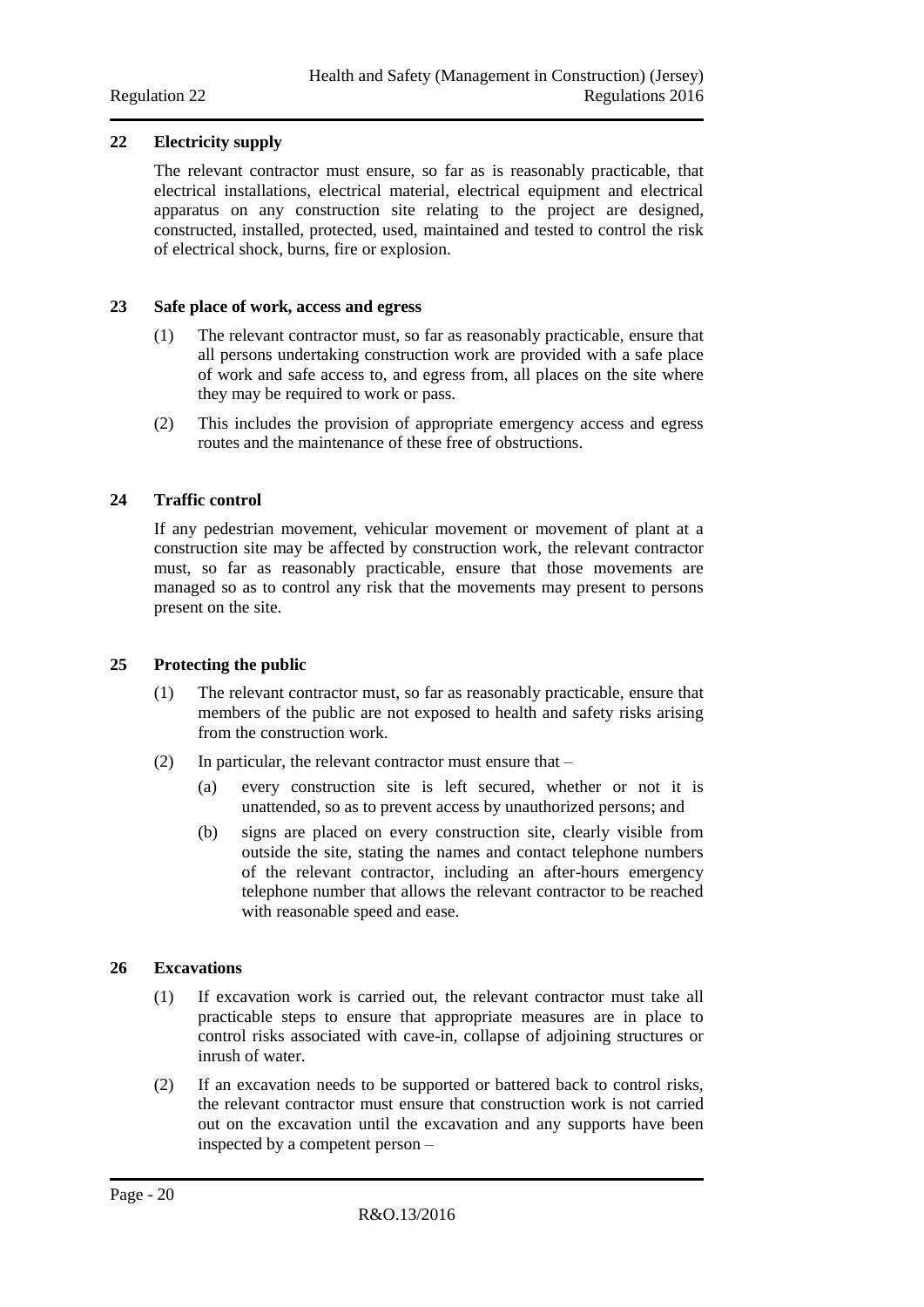### 22 Electricity supply

The relevant contractor must ensure, so far as is reasonably practicable, that electrical installations, electrical material, electrical equipment and electrical apparatus on any construction site relating to the project are designed, constructed, installed, protected, used, maintained and tested to control the risk of electrical shock, burns, fire or explosion.

### 23 Safe place of work, access and egress

(1) The relevant contractor must, so far as reasonably practicable, ensure that all persons undertaking construction work are provided with a safe place of work and safe access to, and egress from, all places on the site where they may be required to work or pass.

(2) This includes the provision of appropriate emergency access and egress routes and the maintenance of these free of obstructions.

### 24 Traffic control

If any pedestrian movement, vehicular movement or movement of plant at a construction site may be affected by construction work, the relevant contractor must, so far as reasonably practicable, ensure that those movements are managed so as to control any risk that the movements may present to persons present on the site.

### 25 Protecting the public

(1) The relevant contractor must, so far as reasonably practicable, ensure that members of the public are not exposed to health and safety risks arising from the construction work.

(2) In particular, the relevant contractor must ensure that –

(a) every construction site is left secured, whether or not it is unattended, so as to prevent access by unauthorized persons; and

(b) signs are placed on every construction site, clearly visible from outside the site, stating the names and contact telephone numbers of the relevant contractor, including an after-hours emergency telephone number that allows the relevant contractor to be reached with reasonable speed and ease.

### 26 Excavations

(1) If excavation work is carried out, the relevant contractor must take all practicable steps to ensure that appropriate measures are in place to control risks associated with cave-in, collapse of adjoining structures or inrush of water.

(2) If an excavation needs to be supported or battered back to control risks, the relevant contractor must ensure that construction work is not carried out on the excavation until the excavation and any supports have been inspected by a competent person –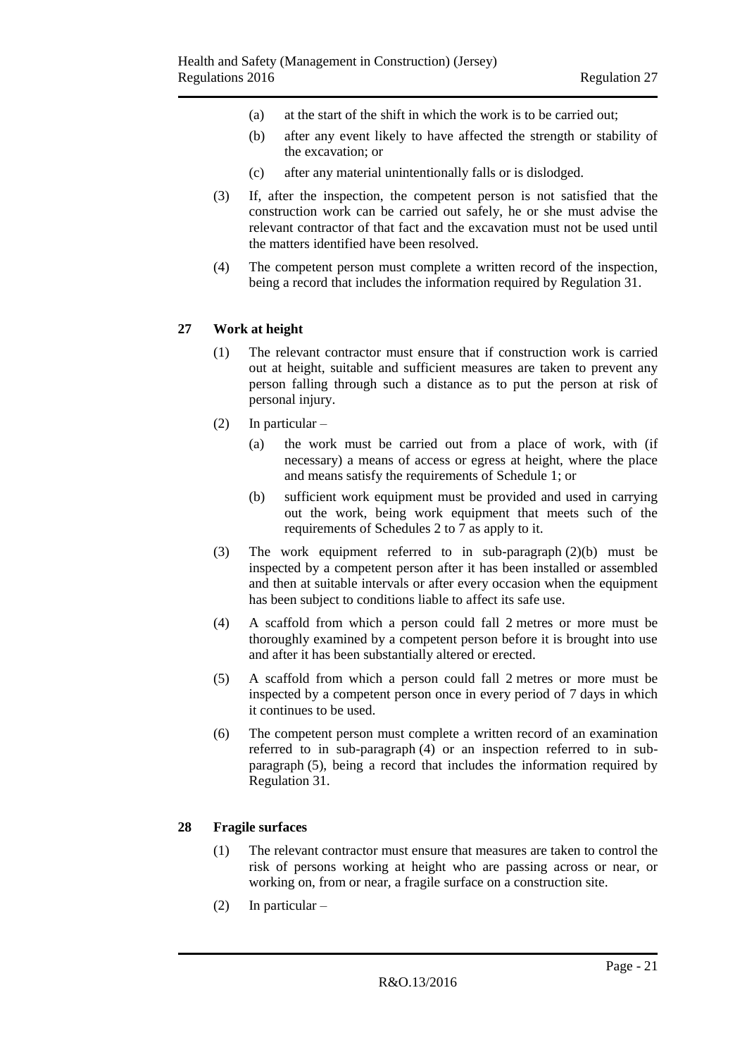(a) at the start of the shift in which the work is to be carried out;

(b) after any event likely to have affected the strength or stability of the excavation; or

(c) after any material unintentionally falls or is dislodged.

(3) If, after the inspection, the competent person is not satisfied that the construction work can be carried out safely, he or she must advise the relevant contractor of that fact and the excavation must not be used until the matters identified have been resolved.

(4) The competent person must complete a written record of the inspection, being a record that includes the information required by Regulation 31.

## 27 Work at height

(1) The relevant contractor must ensure that if construction work is carried out at height, suitable and sufficient measures are taken to prevent any person falling through such a distance as to put the person at risk of personal injury.

(2) In particular –

(a) the work must be carried out from a place of work, with (if necessary) a means of access or egress at height, where the place and means satisfy the requirements of Schedule 1; or

(b) sufficient work equipment must be provided and used in carrying out the work, being work equipment that meets such of the requirements of Schedules 2 to 7 as apply to it.

(3) The work equipment referred to in sub-paragraph (2)(b) must be inspected by a competent person after it has been installed or assembled and then at suitable intervals or after every occasion when the equipment has been subject to conditions liable to affect its safe use.

(4) A scaffold from which a person could fall 2 metres or more must be thoroughly examined by a competent person before it is brought into use and after it has been substantially altered or erected.

(5) A scaffold from which a person could fall 2 metres or more must be inspected by a competent person once in every period of 7 days in which it continues to be used.

(6) The competent person must complete a written record of an examination referred to in sub-paragraph (4) or an inspection referred to in sub-paragraph (5), being a record that includes the information required by Regulation 31.

## 28 Fragile surfaces

(1) The relevant contractor must ensure that measures are taken to control the risk of persons working at height who are passing across or near, or working on, from or near, a fragile surface on a construction site.

(2) In particular –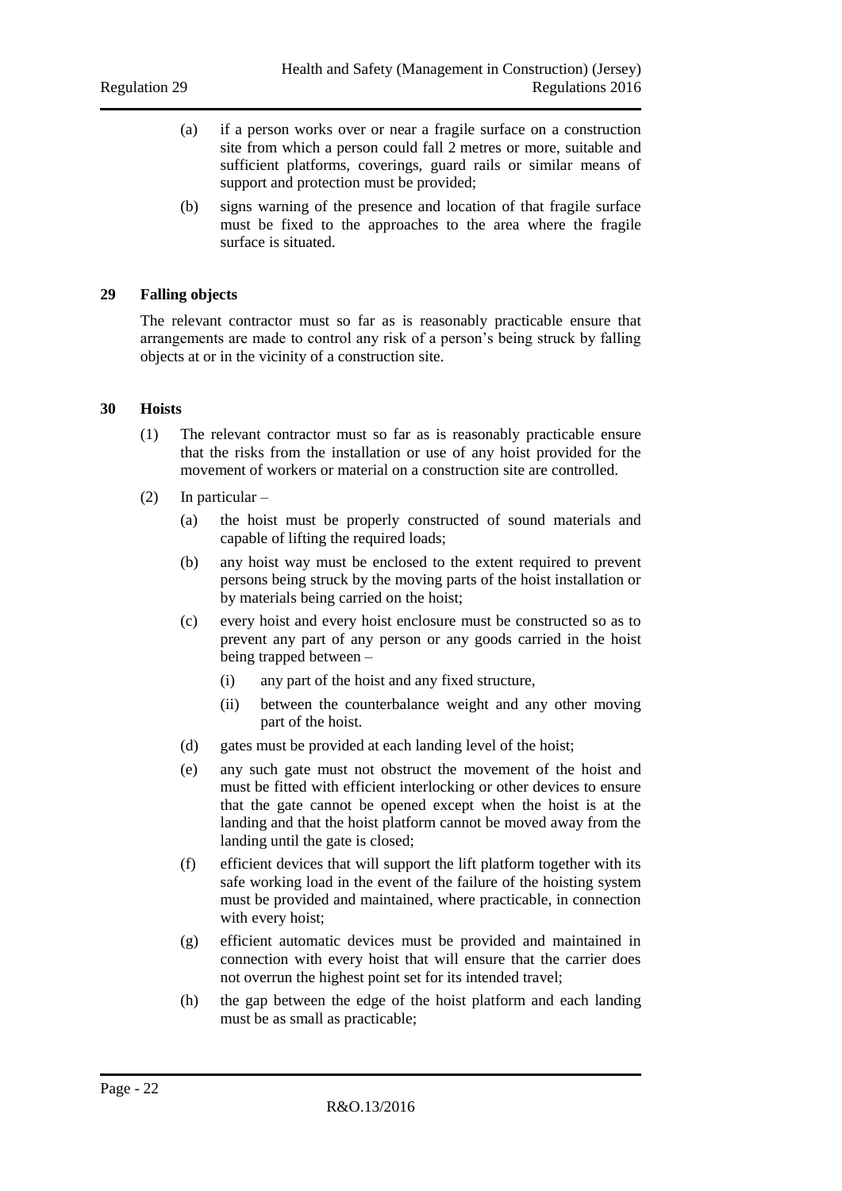(a) if a person works over or near a fragile surface on a construction site from which a person could fall 2 metres or more, suitable and sufficient platforms, coverings, guard rails or similar means of support and protection must be provided;

(b) signs warning of the presence and location of that fragile surface must be fixed to the approaches to the area where the fragile surface is situated.

### 29 Falling objects

The relevant contractor must so far as is reasonably practicable ensure that arrangements are made to control any risk of a person's being struck by falling objects at or in the vicinity of a construction site.

### 30 Hoists

(1) The relevant contractor must so far as is reasonably practicable ensure that the risks from the installation or use of any hoist provided for the movement of workers or material on a construction site are controlled.

(2) In particular –

(a) the hoist must be properly constructed of sound materials and capable of lifting the required loads;

(b) any hoist way must be enclosed to the extent required to prevent persons being struck by the moving parts of the hoist installation or by materials being carried on the hoist;

(c) every hoist and every hoist enclosure must be constructed so as to prevent any part of any person or any goods carried in the hoist being trapped between –

(i) any part of the hoist and any fixed structure,

(ii) between the counterbalance weight and any other moving part of the hoist.

(d) gates must be provided at each landing level of the hoist;

(e) any such gate must not obstruct the movement of the hoist and must be fitted with efficient interlocking or other devices to ensure that the gate cannot be opened except when the hoist is at the landing and that the hoist platform cannot be moved away from the landing until the gate is closed;

(f) efficient devices that will support the lift platform together with its safe working load in the event of the failure of the hoisting system must be provided and maintained, where practicable, in connection with every hoist;

(g) efficient automatic devices must be provided and maintained in connection with every hoist that will ensure that the carrier does not overrun the highest point set for its intended travel;

(h) the gap between the edge of the hoist platform and each landing must be as small as practicable;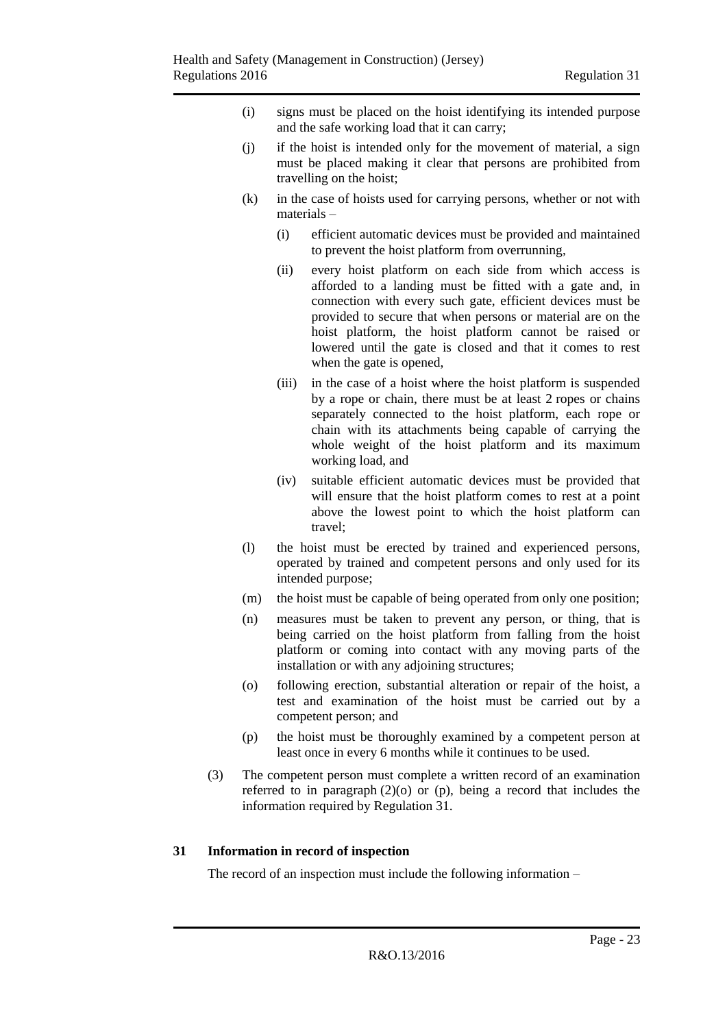(i) signs must be placed on the hoist identifying its intended purpose and the safe working load that it can carry;

(j) if the hoist is intended only for the movement of material, a sign must be placed making it clear that persons are prohibited from travelling on the hoist;

(k) in the case of hoists used for carrying persons, whether or not with materials –

  (i) efficient automatic devices must be provided and maintained to prevent the hoist platform from overrunning,

  (ii) every hoist platform on each side from which access is afforded to a landing must be fitted with a gate and, in connection with every such gate, efficient devices must be provided to secure that when persons or material are on the hoist platform, the hoist platform cannot be raised or lowered until the gate is closed and that it comes to rest when the gate is opened,

  (iii) in the case of a hoist where the hoist platform is suspended by a rope or chain, there must be at least 2 ropes or chains separately connected to the hoist platform, each rope or chain with its attachments being capable of carrying the whole weight of the hoist platform and its maximum working load, and

  (iv) suitable efficient automatic devices must be provided that will ensure that the hoist platform comes to rest at a point above the lowest point to which the hoist platform can travel;

(l) the hoist must be erected by trained and experienced persons, operated by trained and competent persons and only used for its intended purpose;

(m) the hoist must be capable of being operated from only one position;

(n) measures must be taken to prevent any person, or thing, that is being carried on the hoist platform from falling from the hoist platform or coming into contact with any moving parts of the installation or with any adjoining structures;

(o) following erection, substantial alteration or repair of the hoist, a test and examination of the hoist must be carried out by a competent person; and

(p) the hoist must be thoroughly examined by a competent person at least once in every 6 months while it continues to be used.

(3) The competent person must complete a written record of an examination referred to in paragraph (2)(o) or (p), being a record that includes the information required by Regulation 31.

### 31 Information in record of inspection

The record of an inspection must include the following information –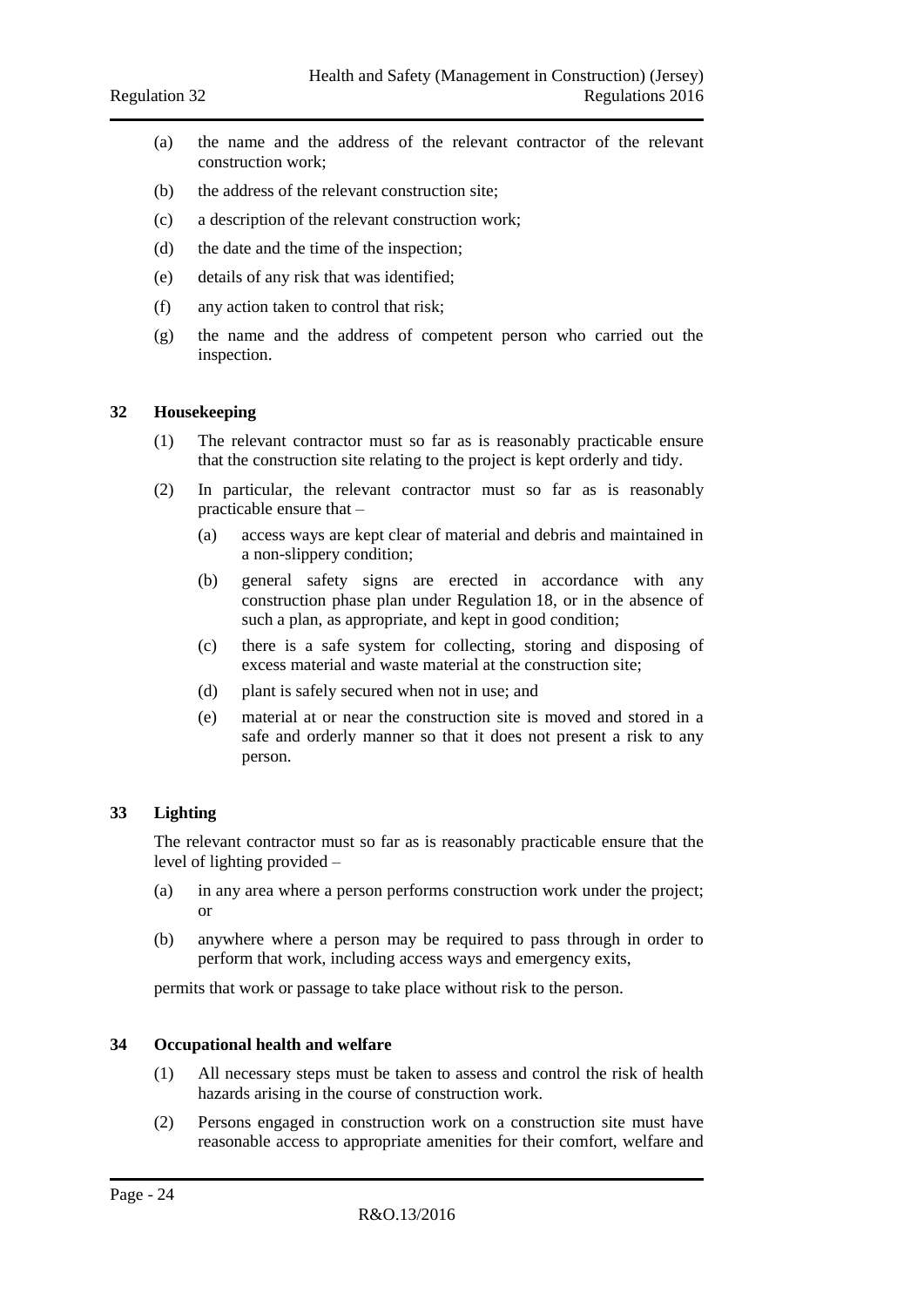(a) the name and the address of the relevant contractor of the relevant construction work;

(b) the address of the relevant construction site;

(c) a description of the relevant construction work;

(d) the date and the time of the inspection;

(e) details of any risk that was identified;

(f) any action taken to control that risk;

(g) the name and the address of competent person who carried out the inspection.

### 32 Housekeeping

(1) The relevant contractor must so far as is reasonably practicable ensure that the construction site relating to the project is kept orderly and tidy.

(2) In particular, the relevant contractor must so far as is reasonably practicable ensure that –

(a) access ways are kept clear of material and debris and maintained in a non-slippery condition;

(b) general safety signs are erected in accordance with any construction phase plan under Regulation 18, or in the absence of such a plan, as appropriate, and kept in good condition;

(c) there is a safe system for collecting, storing and disposing of excess material and waste material at the construction site;

(d) plant is safely secured when not in use; and

(e) material at or near the construction site is moved and stored in a safe and orderly manner so that it does not present a risk to any person.

### 33 Lighting

The relevant contractor must so far as is reasonably practicable ensure that the level of lighting provided –

(a) in any area where a person performs construction work under the project; or

(b) anywhere where a person may be required to pass through in order to perform that work, including access ways and emergency exits,

permits that work or passage to take place without risk to the person.

### 34 Occupational health and welfare

(1) All necessary steps must be taken to assess and control the risk of health hazards arising in the course of construction work.

(2) Persons engaged in construction work on a construction site must have reasonable access to appropriate amenities for their comfort, welfare and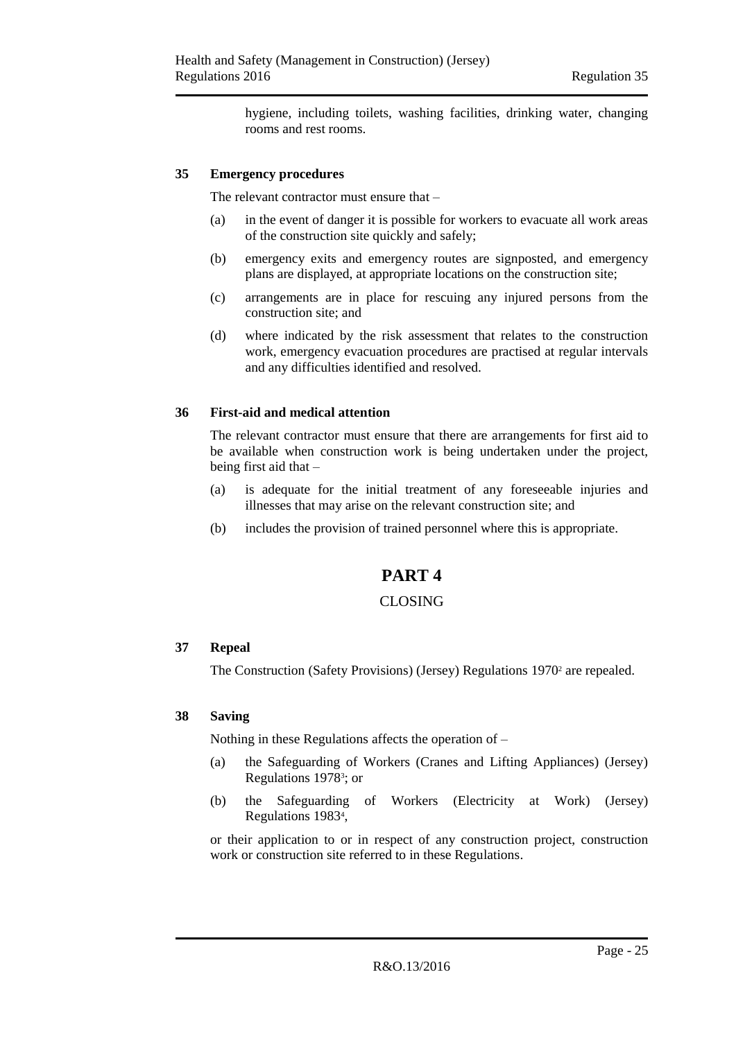hygiene, including toilets, washing facilities, drinking water, changing rooms and rest rooms.

### 35 Emergency procedures

The relevant contractor must ensure that –

(a) in the event of danger it is possible for workers to evacuate all work areas of the construction site quickly and safely;

(b) emergency exits and emergency routes are signposted, and emergency plans are displayed, at appropriate locations on the construction site;

(c) arrangements are in place for rescuing any injured persons from the construction site; and

(d) where indicated by the risk assessment that relates to the construction work, emergency evacuation procedures are practised at regular intervals and any difficulties identified and resolved.

### 36 First-aid and medical attention

The relevant contractor must ensure that there are arrangements for first aid to be available when construction work is being undertaken under the project, being first aid that –

(a) is adequate for the initial treatment of any foreseeable injuries and illnesses that may arise on the relevant construction site; and

(b) includes the provision of trained personnel where this is appropriate.

## PART 4

## CLOSING

### 37 Repeal

The Construction (Safety Provisions) (Jersey) Regulations 1970[2] are repealed.

### 38 Saving

Nothing in these Regulations affects the operation of –

(a) the Safeguarding of Workers (Cranes and Lifting Appliances) (Jersey) Regulations 1978[3]; or

(b) the Safeguarding of Workers (Electricity at Work) (Jersey) Regulations 1983[4],

or their application to or in respect of any construction project, construction work or construction site referred to in these Regulations.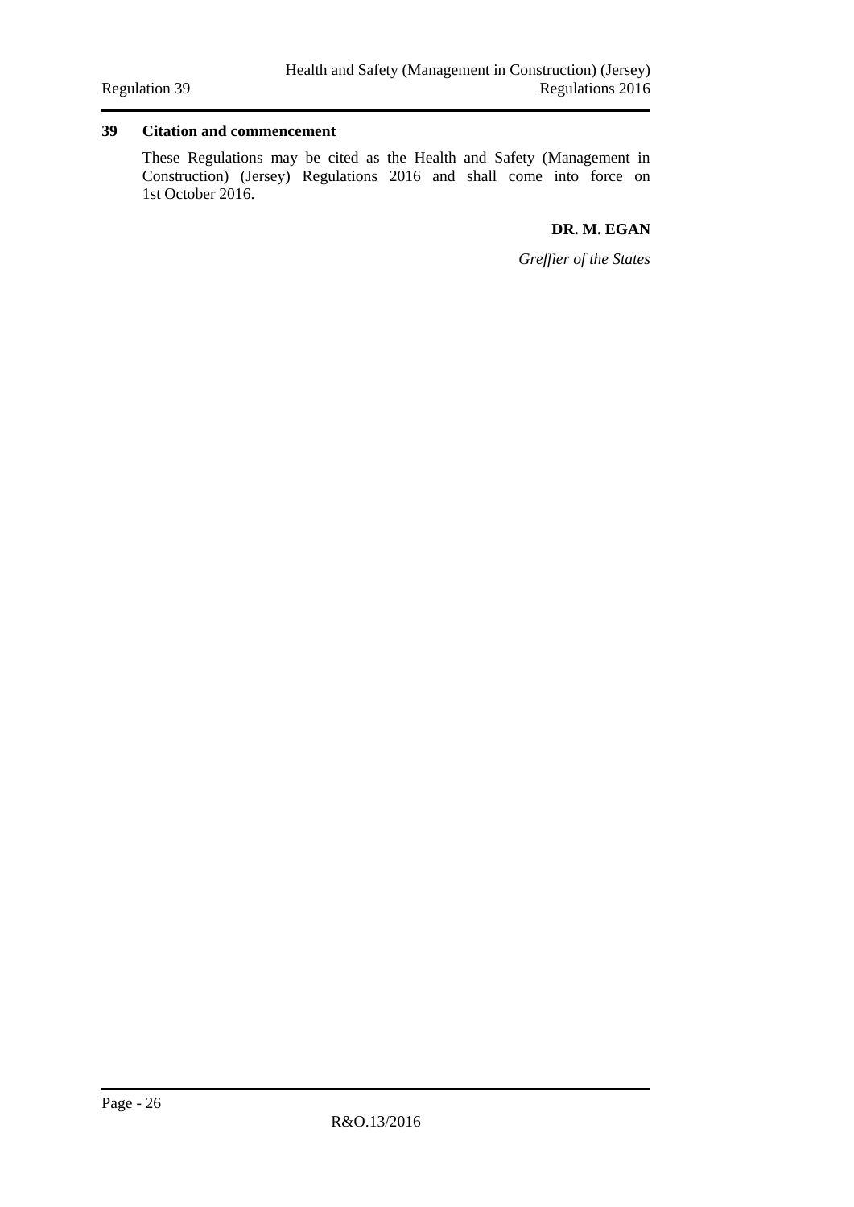## 39 Citation and commencement

These Regulations may be cited as the Health and Safety (Management in Construction) (Jersey) Regulations 2016 and shall come into force on 1st October 2016.

**DR. M. EGAN**

*Greffier of the States*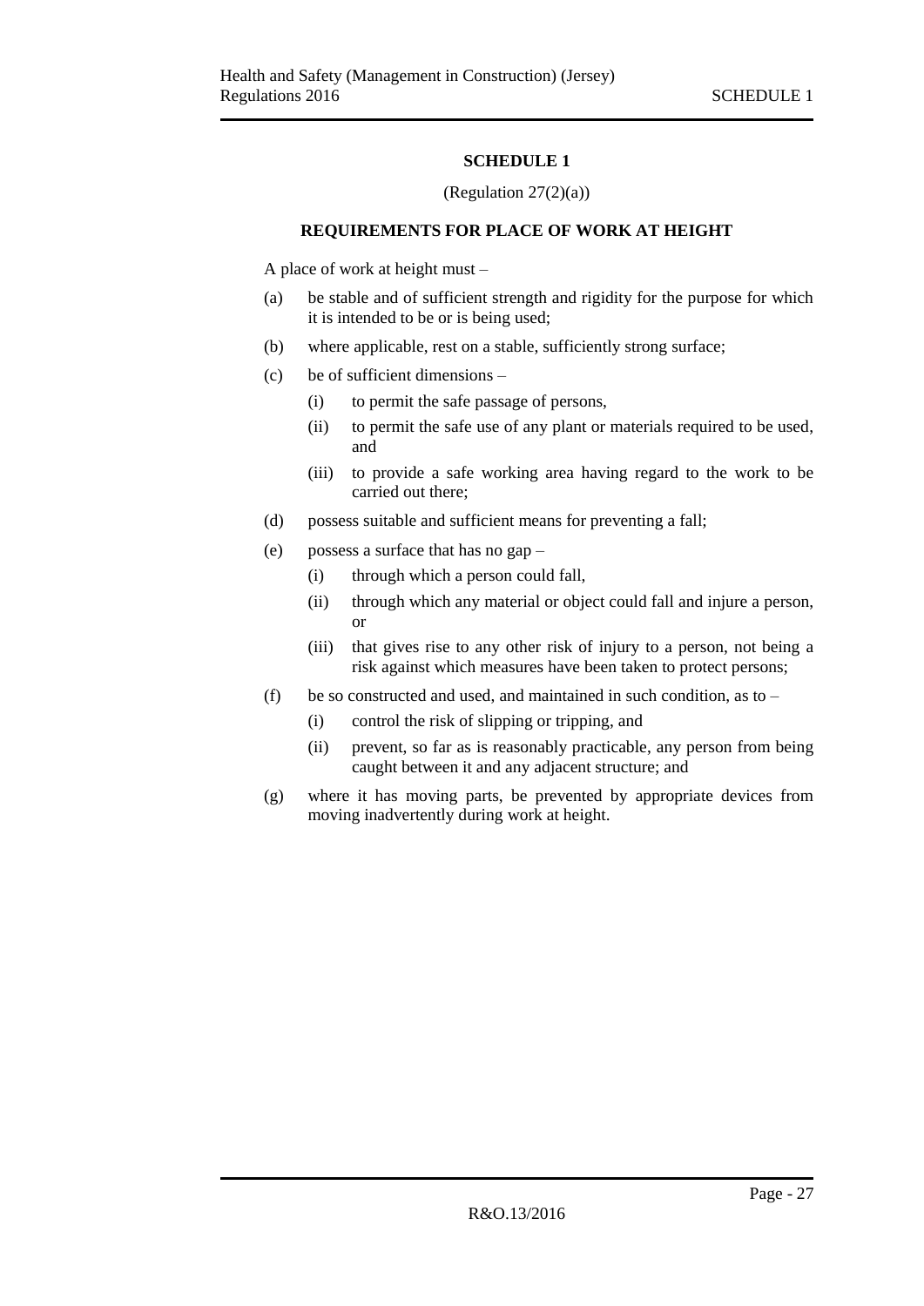# SCHEDULE 1

(Regulation 27(2)(a))

## REQUIREMENTS FOR PLACE OF WORK AT HEIGHT

A place of work at height must –

(a) be stable and of sufficient strength and rigidity for the purpose for which it is intended to be or is being used;

(b) where applicable, rest on a stable, sufficiently strong surface;

(c) be of sufficient dimensions –

  (i) to permit the safe passage of persons,

  (ii) to permit the safe use of any plant or materials required to be used, and

  (iii) to provide a safe working area having regard to the work to be carried out there;

(d) possess suitable and sufficient means for preventing a fall;

(e) possess a surface that has no gap –

  (i) through which a person could fall,

  (ii) through which any material or object could fall and injure a person, or

  (iii) that gives rise to any other risk of injury to a person, not being a risk against which measures have been taken to protect persons;

(f) be so constructed and used, and maintained in such condition, as to –

  (i) control the risk of slipping or tripping, and

  (ii) prevent, so far as is reasonably practicable, any person from being caught between it and any adjacent structure; and

(g) where it has moving parts, be prevented by appropriate devices from moving inadvertently during work at height.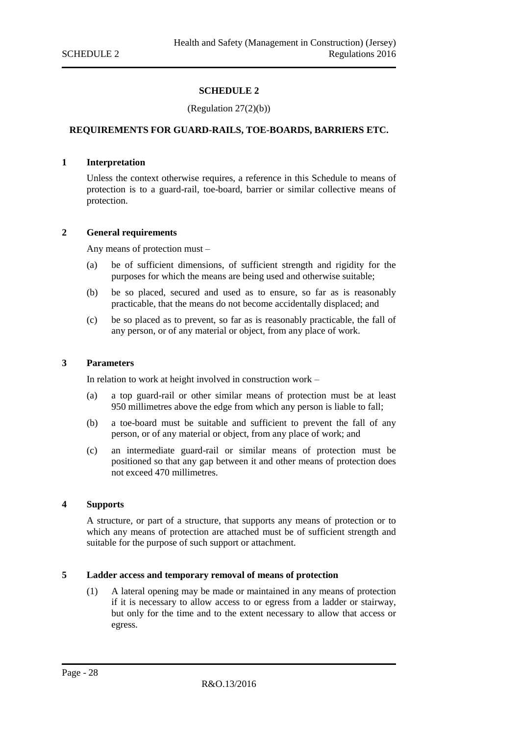# SCHEDULE 2

(Regulation 27(2)(b))

## REQUIREMENTS FOR GUARD-RAILS, TOE-BOARDS, BARRIERS ETC.

### 1 Interpretation

Unless the context otherwise requires, a reference in this Schedule to means of protection is to a guard-rail, toe-board, barrier or similar collective means of protection.

### 2 General requirements

Any means of protection must –

(a) be of sufficient dimensions, of sufficient strength and rigidity for the purposes for which the means are being used and otherwise suitable;

(b) be so placed, secured and used as to ensure, so far as is reasonably practicable, that the means do not become accidentally displaced; and

(c) be so placed as to prevent, so far as is reasonably practicable, the fall of any person, or of any material or object, from any place of work.

### 3 Parameters

In relation to work at height involved in construction work –

(a) a top guard-rail or other similar means of protection must be at least 950 millimetres above the edge from which any person is liable to fall;

(b) a toe-board must be suitable and sufficient to prevent the fall of any person, or of any material or object, from any place of work; and

(c) an intermediate guard-rail or similar means of protection must be positioned so that any gap between it and other means of protection does not exceed 470 millimetres.

### 4 Supports

A structure, or part of a structure, that supports any means of protection or to which any means of protection are attached must be of sufficient strength and suitable for the purpose of such support or attachment.

### 5 Ladder access and temporary removal of means of protection

(1) A lateral opening may be made or maintained in any means of protection if it is necessary to allow access to or egress from a ladder or stairway, but only for the time and to the extent necessary to allow that access or egress.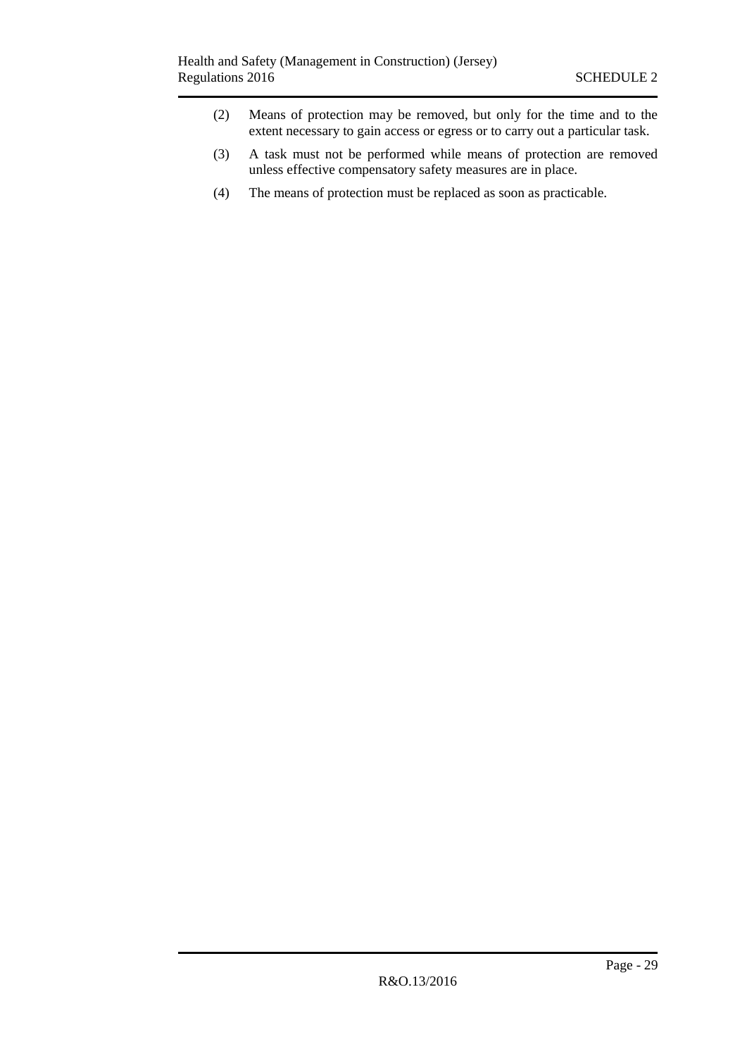(2) Means of protection may be removed, but only for the time and to the extent necessary to gain access or egress or to carry out a particular task.

(3) A task must not be performed while means of protection are removed unless effective compensatory safety measures are in place.

(4) The means of protection must be replaced as soon as practicable.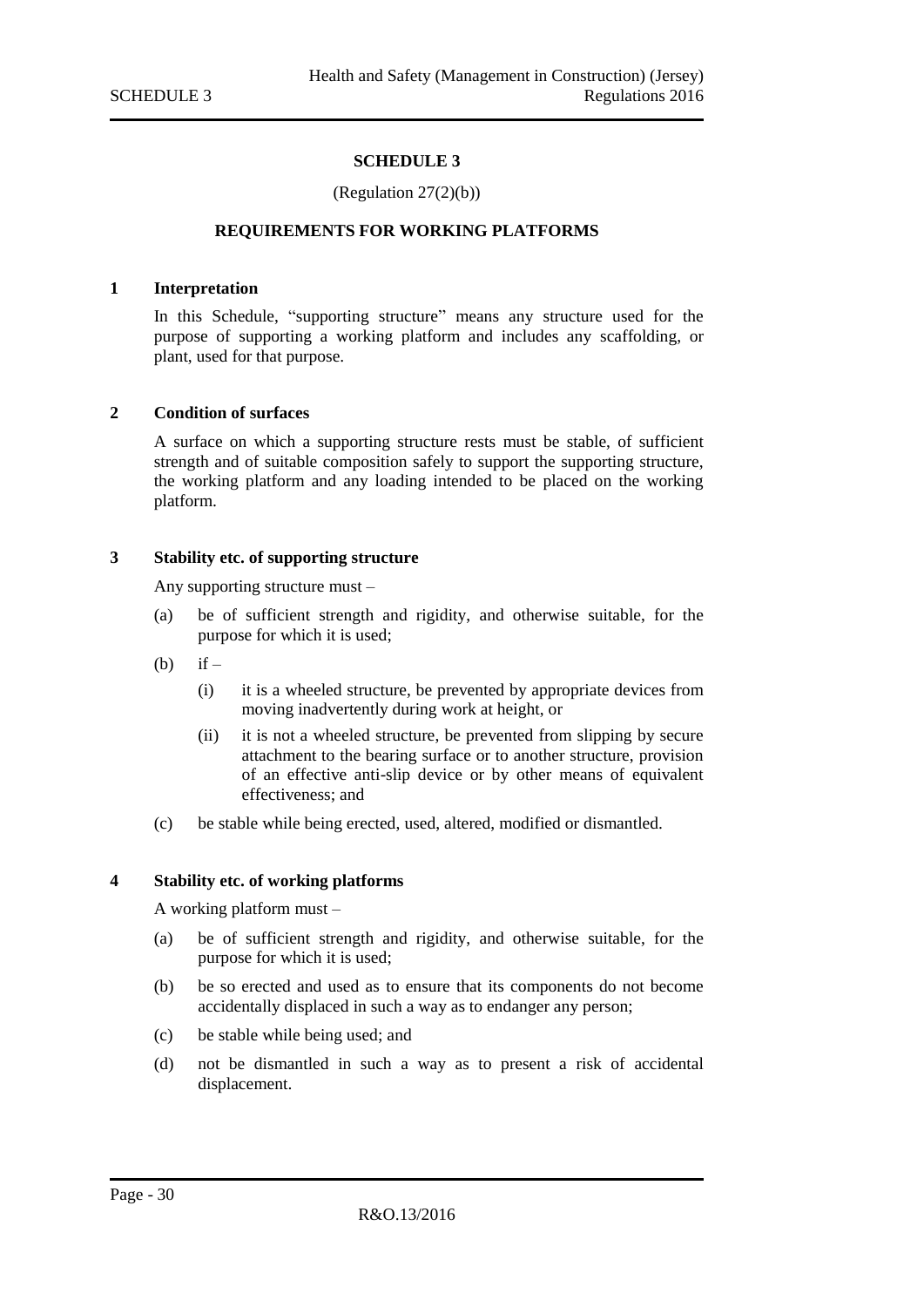# SCHEDULE 3

(Regulation 27(2)(b))

## REQUIREMENTS FOR WORKING PLATFORMS

### 1 Interpretation

In this Schedule, "supporting structure" means any structure used for the purpose of supporting a working platform and includes any scaffolding, or plant, used for that purpose.

### 2 Condition of surfaces

A surface on which a supporting structure rests must be stable, of sufficient strength and of suitable composition safely to support the supporting structure, the working platform and any loading intended to be placed on the working platform.

### 3 Stability etc. of supporting structure

Any supporting structure must –

(a) be of sufficient strength and rigidity, and otherwise suitable, for the purpose for which it is used;

(b) if –

  (i) it is a wheeled structure, be prevented by appropriate devices from moving inadvertently during work at height, or

  (ii) it is not a wheeled structure, be prevented from slipping by secure attachment to the bearing surface or to another structure, provision of an effective anti-slip device or by other means of equivalent effectiveness; and

(c) be stable while being erected, used, altered, modified or dismantled.

### 4 Stability etc. of working platforms

A working platform must –

(a) be of sufficient strength and rigidity, and otherwise suitable, for the purpose for which it is used;

(b) be so erected and used as to ensure that its components do not become accidentally displaced in such a way as to endanger any person;

(c) be stable while being used; and

(d) not be dismantled in such a way as to present a risk of accidental displacement.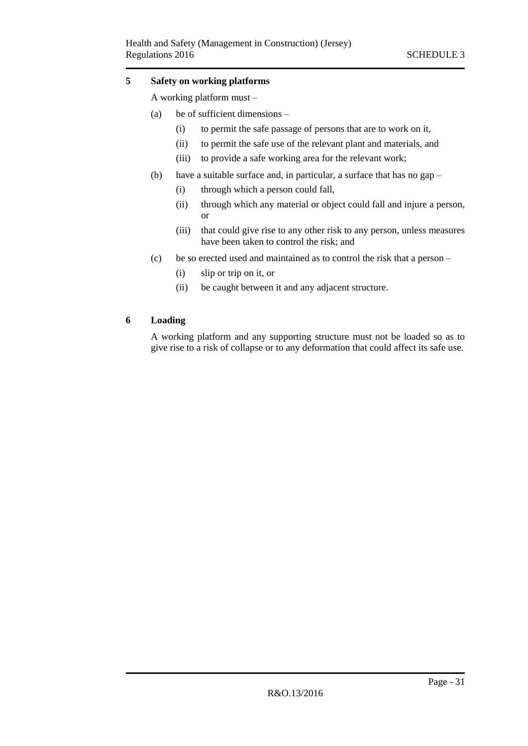**5 Safety on working platforms**

A working platform must –

(a) be of sufficient dimensions –

(i) to permit the safe passage of persons that are to work on it,

(ii) to permit the safe use of the relevant plant and materials, and

(iii) to provide a safe working area for the relevant work;

(b) have a suitable surface and, in particular, a surface that has no gap –

(i) through which a person could fall,

(ii) through which any material or object could fall and injure a person, or

(iii) that could give rise to any other risk to any person, unless measures have been taken to control the risk; and

(c) be so erected used and maintained as to control the risk that a person –

(i) slip or trip on it, or

(ii) be caught between it and any adjacent structure.

**6 Loading**

A working platform and any supporting structure must not be loaded so as to give rise to a risk of collapse or to any deformation that could affect its safe use.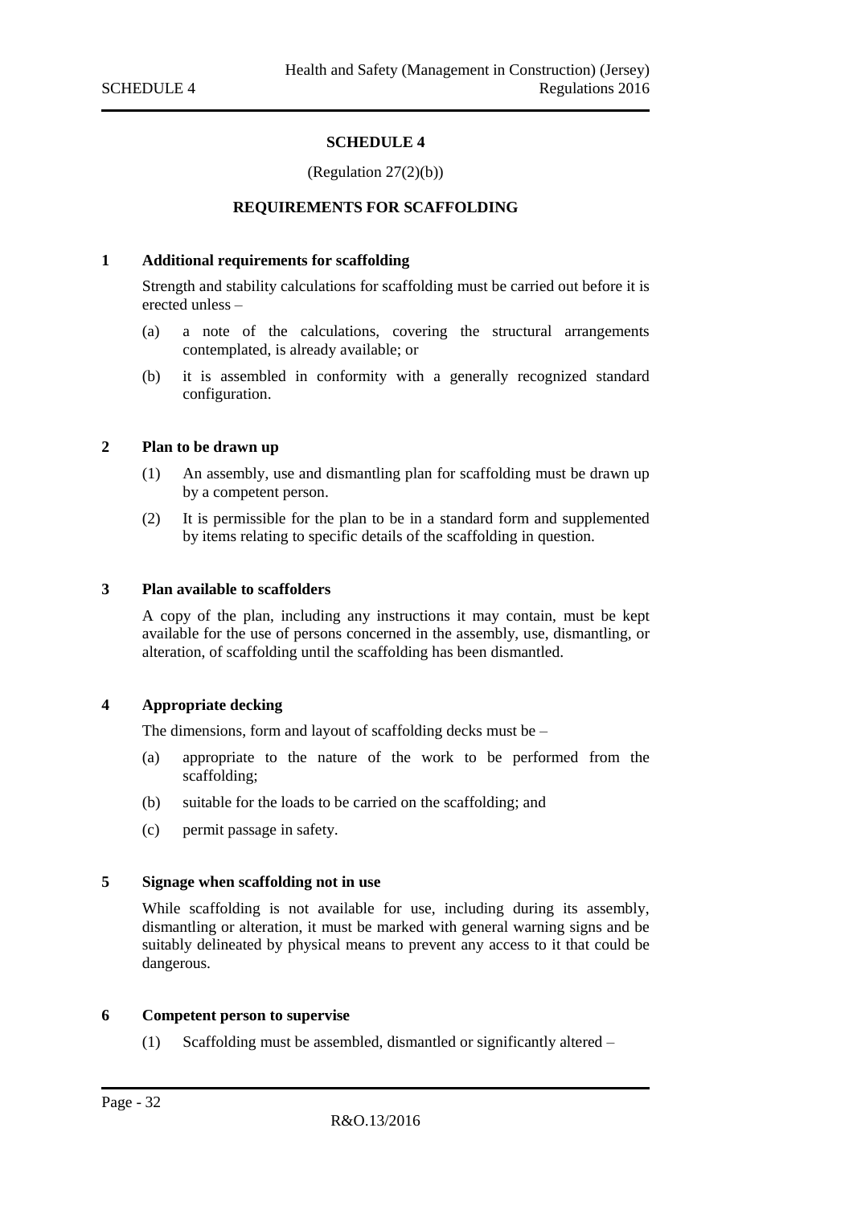## SCHEDULE 4

(Regulation 27(2)(b))

## REQUIREMENTS FOR SCAFFOLDING

### 1 Additional requirements for scaffolding

Strength and stability calculations for scaffolding must be carried out before it is erected unless –

(a) a note of the calculations, covering the structural arrangements contemplated, is already available; or

(b) it is assembled in conformity with a generally recognized standard configuration.

### 2 Plan to be drawn up

(1) An assembly, use and dismantling plan for scaffolding must be drawn up by a competent person.

(2) It is permissible for the plan to be in a standard form and supplemented by items relating to specific details of the scaffolding in question.

### 3 Plan available to scaffolders

A copy of the plan, including any instructions it may contain, must be kept available for the use of persons concerned in the assembly, use, dismantling, or alteration, of scaffolding until the scaffolding has been dismantled.

### 4 Appropriate decking

The dimensions, form and layout of scaffolding decks must be –

(a) appropriate to the nature of the work to be performed from the scaffolding;

(b) suitable for the loads to be carried on the scaffolding; and

(c) permit passage in safety.

### 5 Signage when scaffolding not in use

While scaffolding is not available for use, including during its assembly, dismantling or alteration, it must be marked with general warning signs and be suitably delineated by physical means to prevent any access to it that could be dangerous.

### 6 Competent person to supervise

(1) Scaffolding must be assembled, dismantled or significantly altered –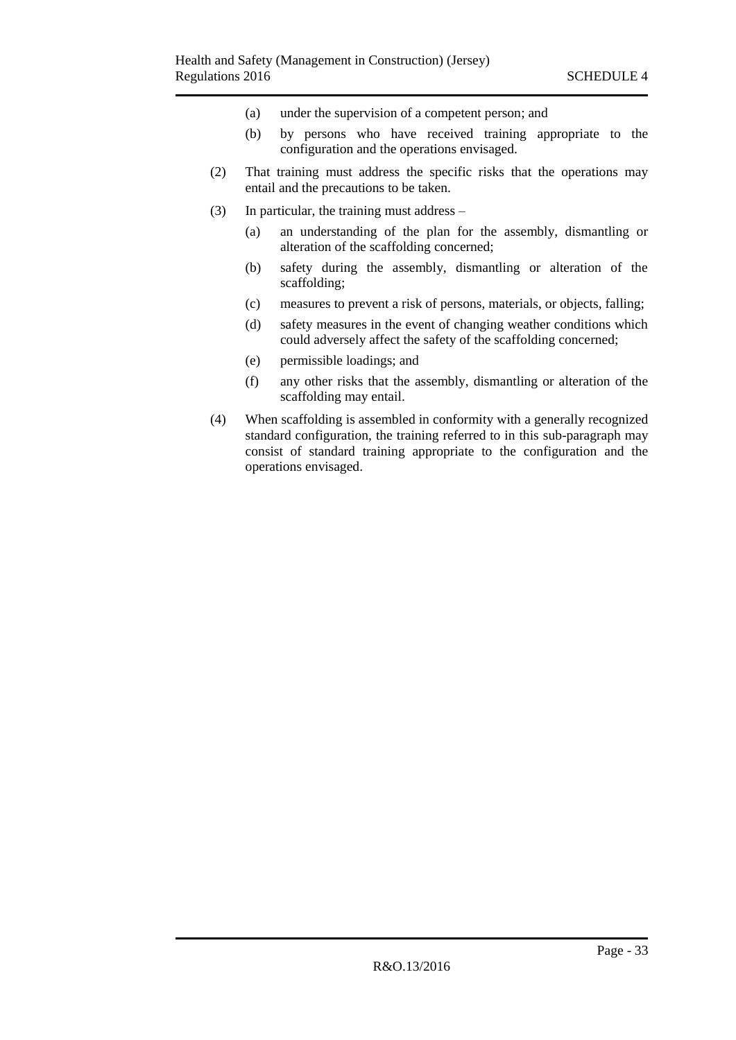(a) under the supervision of a competent person; and

(b) by persons who have received training appropriate to the configuration and the operations envisaged.

(2) That training must address the specific risks that the operations may entail and the precautions to be taken.

(3) In particular, the training must address –

(a) an understanding of the plan for the assembly, dismantling or alteration of the scaffolding concerned;

(b) safety during the assembly, dismantling or alteration of the scaffolding;

(c) measures to prevent a risk of persons, materials, or objects, falling;

(d) safety measures in the event of changing weather conditions which could adversely affect the safety of the scaffolding concerned;

(e) permissible loadings; and

(f) any other risks that the assembly, dismantling or alteration of the scaffolding may entail.

(4) When scaffolding is assembled in conformity with a generally recognized standard configuration, the training referred to in this sub-paragraph may consist of standard training appropriate to the configuration and the operations envisaged.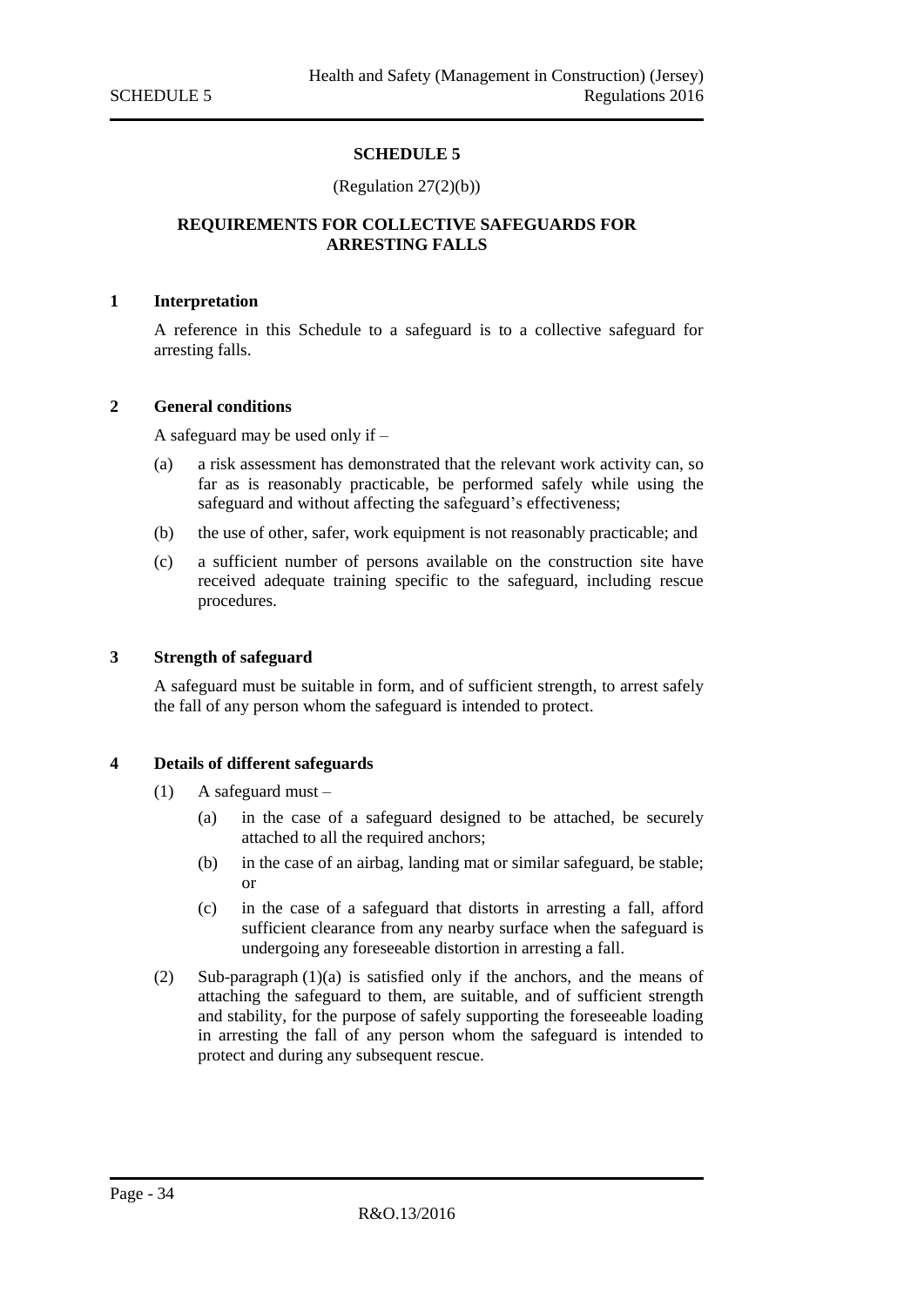# SCHEDULE 5

(Regulation 27(2)(b))

## REQUIREMENTS FOR COLLECTIVE SAFEGUARDS FOR ARRESTING FALLS

### 1 Interpretation

A reference in this Schedule to a safeguard is to a collective safeguard for arresting falls.

### 2 General conditions

A safeguard may be used only if –

(a) a risk assessment has demonstrated that the relevant work activity can, so far as is reasonably practicable, be performed safely while using the safeguard and without affecting the safeguard's effectiveness;

(b) the use of other, safer, work equipment is not reasonably practicable; and

(c) a sufficient number of persons available on the construction site have received adequate training specific to the safeguard, including rescue procedures.

### 3 Strength of safeguard

A safeguard must be suitable in form, and of sufficient strength, to arrest safely the fall of any person whom the safeguard is intended to protect.

### 4 Details of different safeguards

(1) A safeguard must –

(a) in the case of a safeguard designed to be attached, be securely attached to all the required anchors;

(b) in the case of an airbag, landing mat or similar safeguard, be stable; or

(c) in the case of a safeguard that distorts in arresting a fall, afford sufficient clearance from any nearby surface when the safeguard is undergoing any foreseeable distortion in arresting a fall.

(2) Sub-paragraph (1)(a) is satisfied only if the anchors, and the means of attaching the safeguard to them, are suitable, and of sufficient strength and stability, for the purpose of safely supporting the foreseeable loading in arresting the fall of any person whom the safeguard is intended to protect and during any subsequent rescue.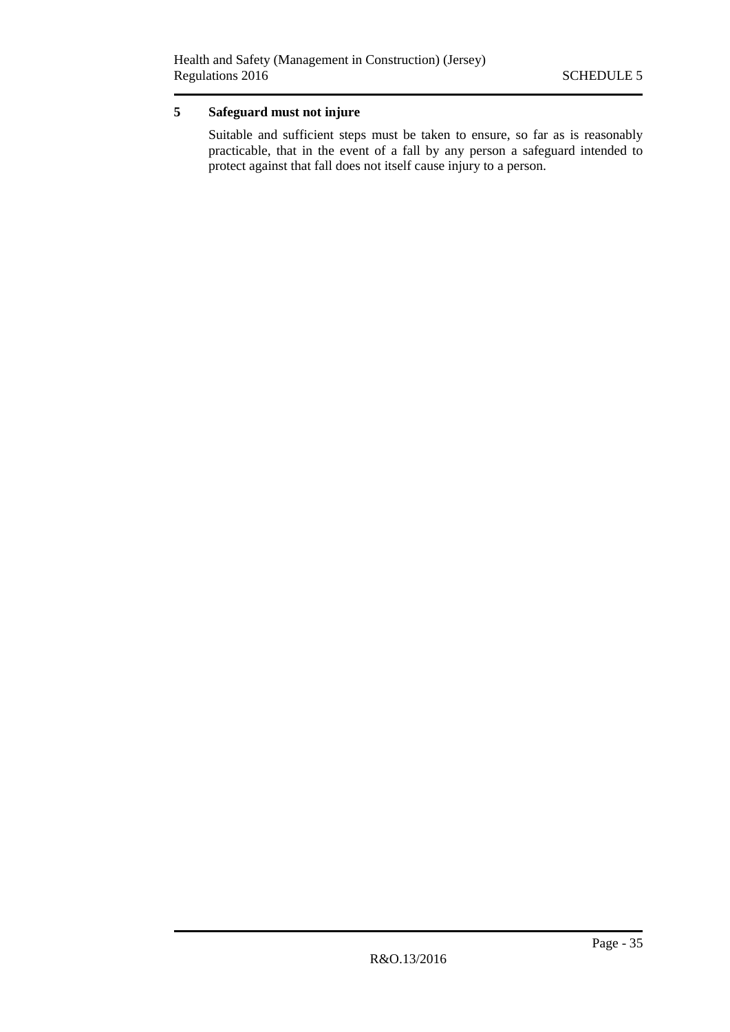**5 Safeguard must not injure**

Suitable and sufficient steps must be taken to ensure, so far as is reasonably practicable, that in the event of a fall by any person a safeguard intended to protect against that fall does not itself cause injury to a person.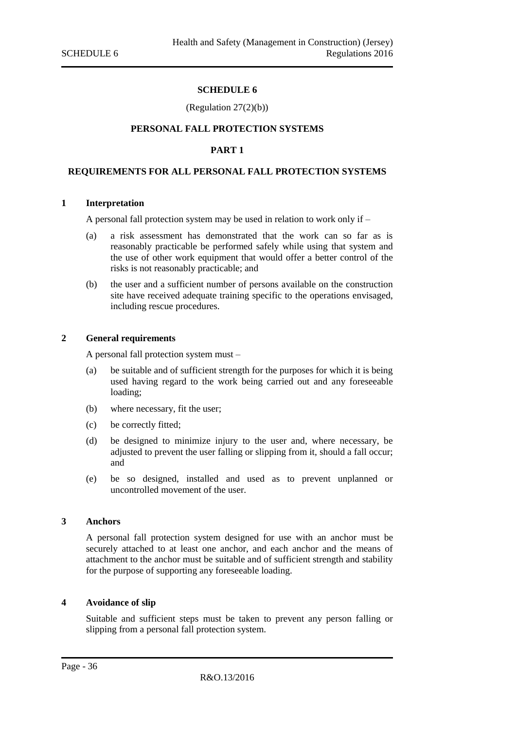## SCHEDULE 6

(Regulation 27(2)(b))

## PERSONAL FALL PROTECTION SYSTEMS

### PART 1

### REQUIREMENTS FOR ALL PERSONAL FALL PROTECTION SYSTEMS

**1 Interpretation**

A personal fall protection system may be used in relation to work only if –

(a) a risk assessment has demonstrated that the work can so far as is reasonably practicable be performed safely while using that system and the use of other work equipment that would offer a better control of the risks is not reasonably practicable; and

(b) the user and a sufficient number of persons available on the construction site have received adequate training specific to the operations envisaged, including rescue procedures.

**2 General requirements**

A personal fall protection system must –

(a) be suitable and of sufficient strength for the purposes for which it is being used having regard to the work being carried out and any foreseeable loading;

(b) where necessary, fit the user;

(c) be correctly fitted;

(d) be designed to minimize injury to the user and, where necessary, be adjusted to prevent the user falling or slipping from it, should a fall occur; and

(e) be so designed, installed and used as to prevent unplanned or uncontrolled movement of the user.

**3 Anchors**

A personal fall protection system designed for use with an anchor must be securely attached to at least one anchor, and each anchor and the means of attachment to the anchor must be suitable and of sufficient strength and stability for the purpose of supporting any foreseeable loading.

**4 Avoidance of slip**

Suitable and sufficient steps must be taken to prevent any person falling or slipping from a personal fall protection system.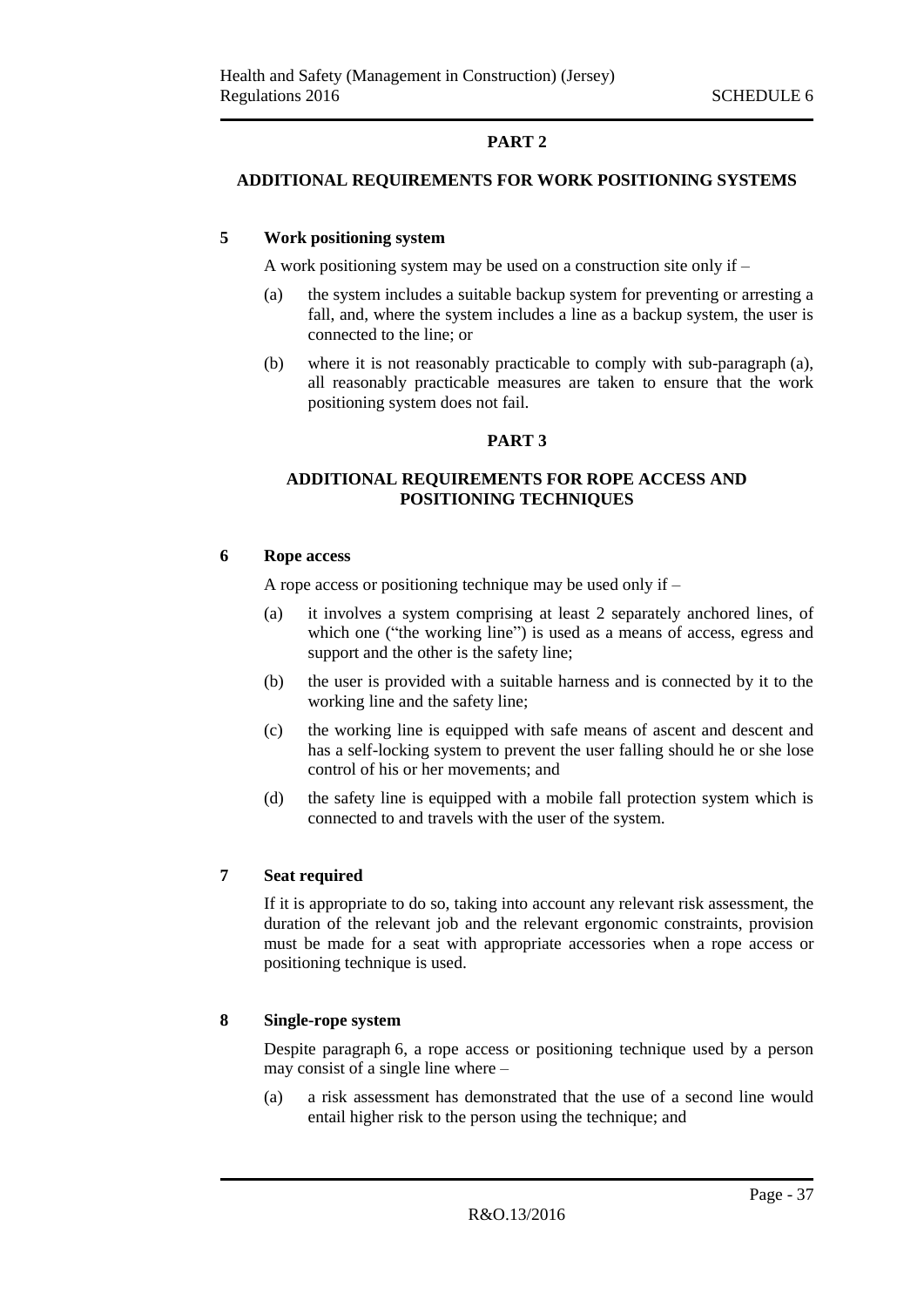## PART 2

### ADDITIONAL REQUIREMENTS FOR WORK POSITIONING SYSTEMS

**5 Work positioning system**

A work positioning system may be used on a construction site only if –

(a) the system includes a suitable backup system for preventing or arresting a fall, and, where the system includes a line as a backup system, the user is connected to the line; or

(b) where it is not reasonably practicable to comply with sub-paragraph (a), all reasonably practicable measures are taken to ensure that the work positioning system does not fail.

## PART 3

### ADDITIONAL REQUIREMENTS FOR ROPE ACCESS AND POSITIONING TECHNIQUES

**6 Rope access**

A rope access or positioning technique may be used only if –

(a) it involves a system comprising at least 2 separately anchored lines, of which one ("the working line") is used as a means of access, egress and support and the other is the safety line;

(b) the user is provided with a suitable harness and is connected by it to the working line and the safety line;

(c) the working line is equipped with safe means of ascent and descent and has a self-locking system to prevent the user falling should he or she lose control of his or her movements; and

(d) the safety line is equipped with a mobile fall protection system which is connected to and travels with the user of the system.

**7 Seat required**

If it is appropriate to do so, taking into account any relevant risk assessment, the duration of the relevant job and the relevant ergonomic constraints, provision must be made for a seat with appropriate accessories when a rope access or positioning technique is used.

**8 Single-rope system**

Despite paragraph 6, a rope access or positioning technique used by a person may consist of a single line where –

(a) a risk assessment has demonstrated that the use of a second line would entail higher risk to the person using the technique; and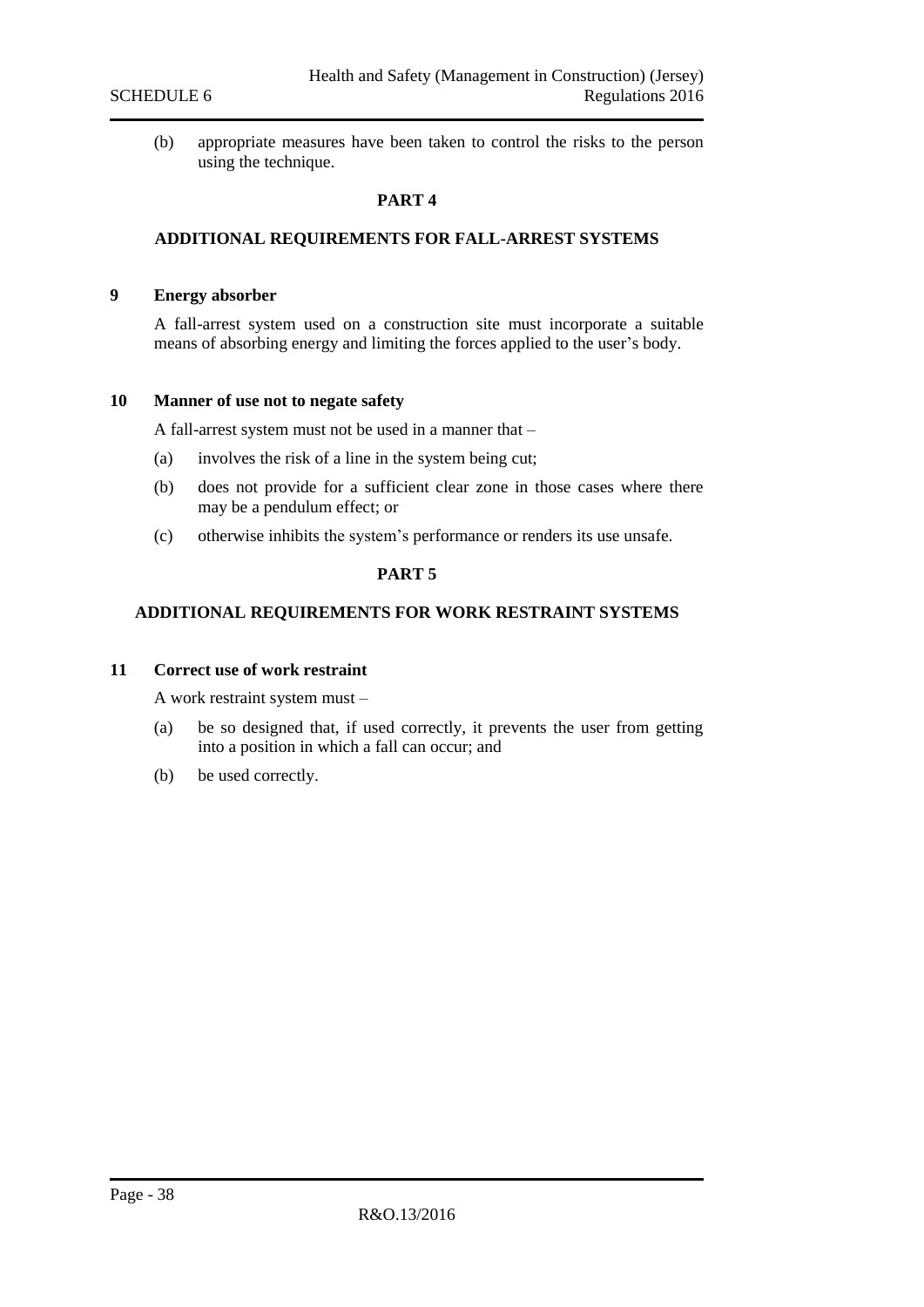(b) appropriate measures have been taken to control the risks to the person using the technique.

## PART 4

## ADDITIONAL REQUIREMENTS FOR FALL-ARREST SYSTEMS

### 9 Energy absorber

A fall-arrest system used on a construction site must incorporate a suitable means of absorbing energy and limiting the forces applied to the user's body.

### 10 Manner of use not to negate safety

A fall-arrest system must not be used in a manner that –

(a) involves the risk of a line in the system being cut;

(b) does not provide for a sufficient clear zone in those cases where there may be a pendulum effect; or

(c) otherwise inhibits the system's performance or renders its use unsafe.

## PART 5

## ADDITIONAL REQUIREMENTS FOR WORK RESTRAINT SYSTEMS

### 11 Correct use of work restraint

A work restraint system must –

(a) be so designed that, if used correctly, it prevents the user from getting into a position in which a fall can occur; and

(b) be used correctly.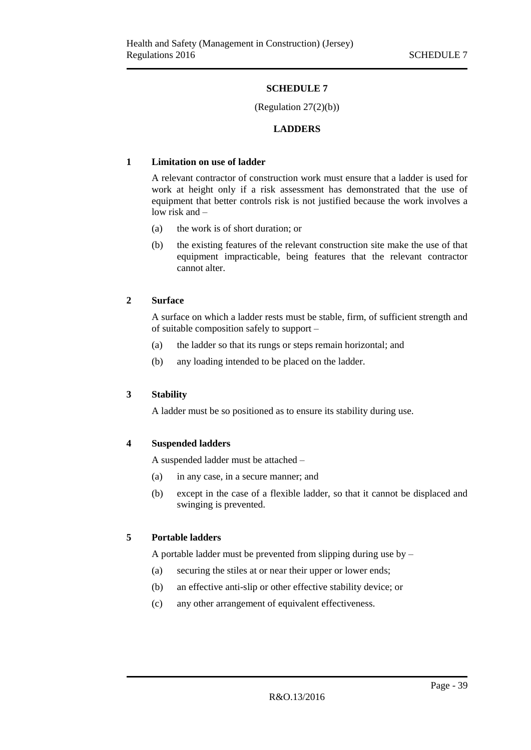## SCHEDULE 7

(Regulation 27(2)(b))

## LADDERS

### 1 Limitation on use of ladder

A relevant contractor of construction work must ensure that a ladder is used for work at height only if a risk assessment has demonstrated that the use of equipment that better controls risk is not justified because the work involves a low risk and –

(a) the work is of short duration; or

(b) the existing features of the relevant construction site make the use of that equipment impracticable, being features that the relevant contractor cannot alter.

### 2 Surface

A surface on which a ladder rests must be stable, firm, of sufficient strength and of suitable composition safely to support –

(a) the ladder so that its rungs or steps remain horizontal; and

(b) any loading intended to be placed on the ladder.

### 3 Stability

A ladder must be so positioned as to ensure its stability during use.

### 4 Suspended ladders

A suspended ladder must be attached –

(a) in any case, in a secure manner; and

(b) except in the case of a flexible ladder, so that it cannot be displaced and swinging is prevented.

### 5 Portable ladders

A portable ladder must be prevented from slipping during use by –

(a) securing the stiles at or near their upper or lower ends;

(b) an effective anti-slip or other effective stability device; or

(c) any other arrangement of equivalent effectiveness.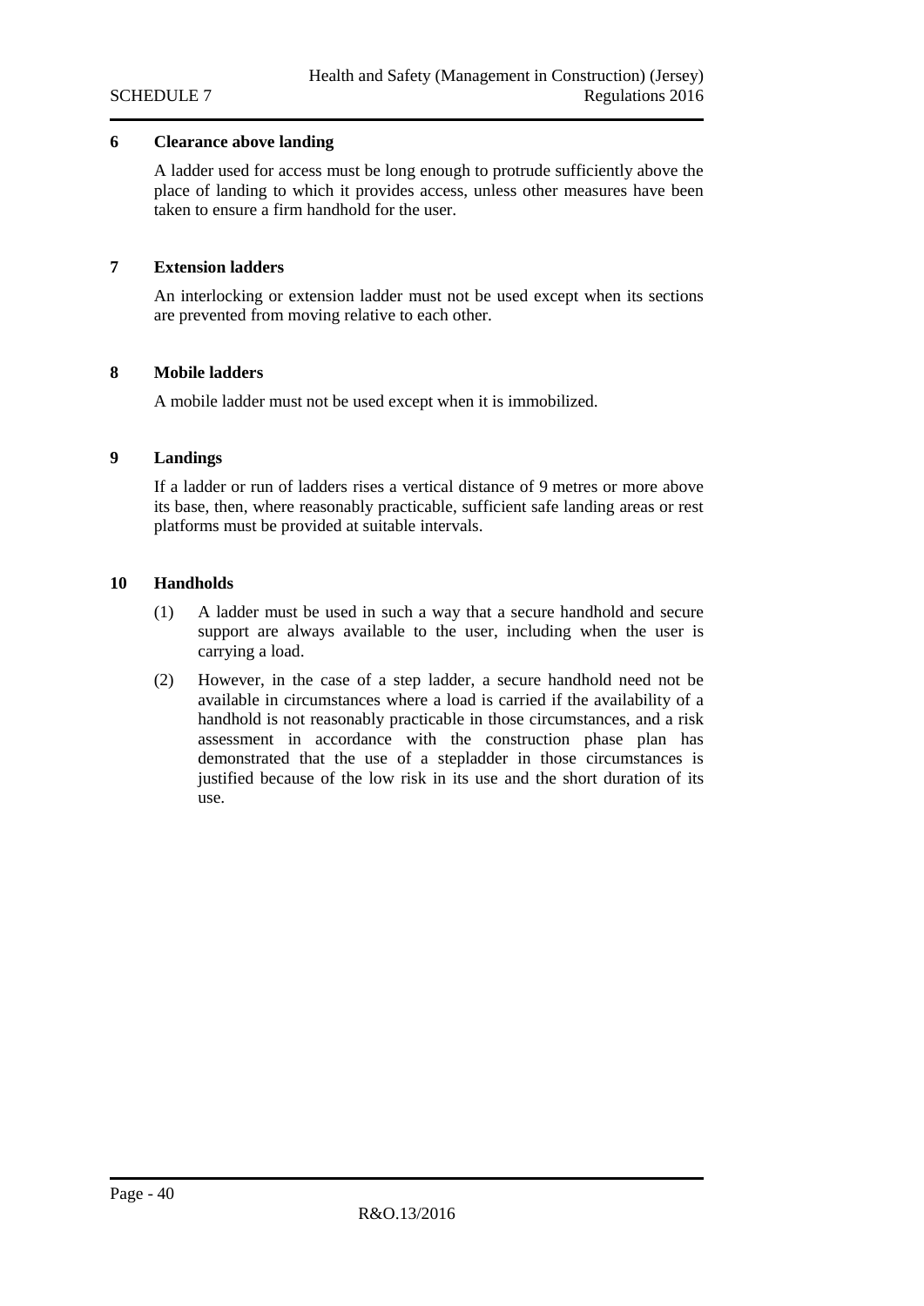### 6 Clearance above landing

A ladder used for access must be long enough to protrude sufficiently above the place of landing to which it provides access, unless other measures have been taken to ensure a firm handhold for the user.

### 7 Extension ladders

An interlocking or extension ladder must not be used except when its sections are prevented from moving relative to each other.

### 8 Mobile ladders

A mobile ladder must not be used except when it is immobilized.

### 9 Landings

If a ladder or run of ladders rises a vertical distance of 9 metres or more above its base, then, where reasonably practicable, sufficient safe landing areas or rest platforms must be provided at suitable intervals.

### 10 Handholds

(1) A ladder must be used in such a way that a secure handhold and secure support are always available to the user, including when the user is carrying a load.

(2) However, in the case of a step ladder, a secure handhold need not be available in circumstances where a load is carried if the availability of a handhold is not reasonably practicable in those circumstances, and a risk assessment in accordance with the construction phase plan has demonstrated that the use of a stepladder in those circumstances is justified because of the low risk in its use and the short duration of its use.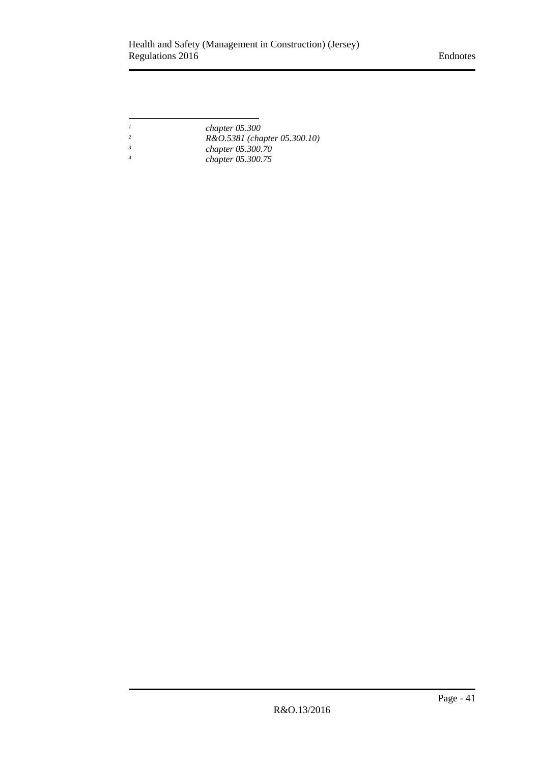[1] *chapter 05.300*

[2] *R&O.5381 (chapter 05.300.10)*

[3] *chapter 05.300.70*

[4] *chapter 05.300.75*